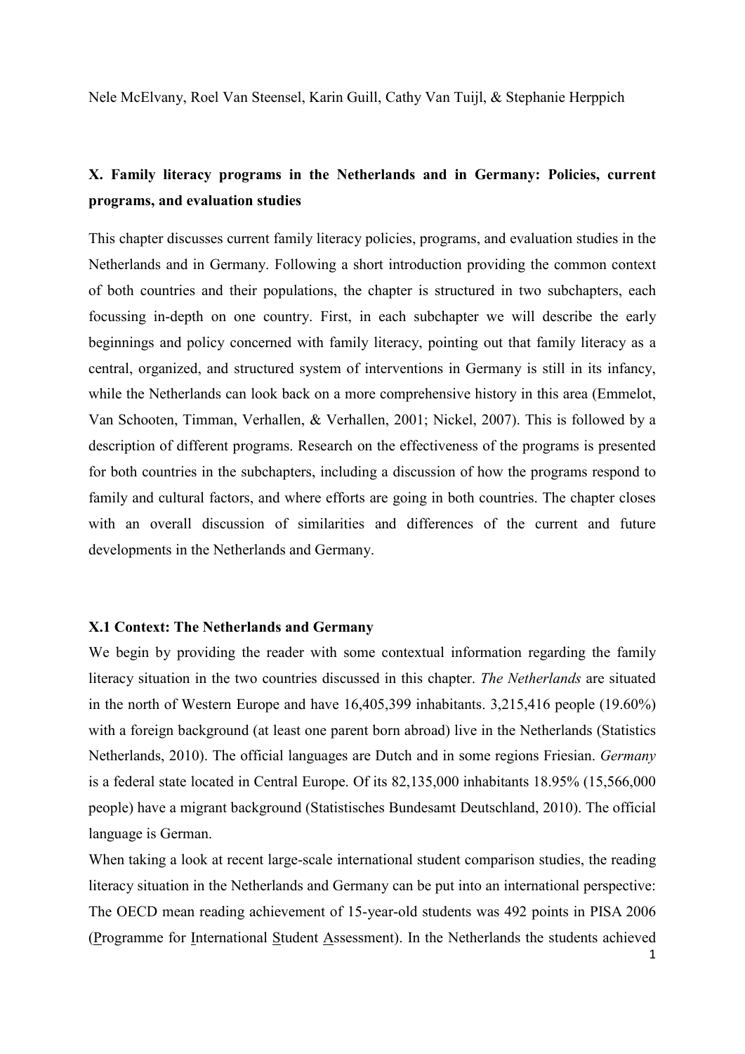Nele McElvany, Roel Van Steensel, Karin Guill, Cathy Van Tuijl, & Stephanie Herppich

## X. Family literacy programs in the Netherlands and in Germany: Policies, current programs, and evaluation studies

This chapter discusses current family literacy policies, programs, and evaluation studies in the Netherlands and in Germany. Following a short introduction providing the common context of both countries and their populations, the chapter is structured in two subchapters, each focussing in-depth on one country. First, in each subchapter we will describe the early beginnings and policy concerned with family literacy, pointing out that family literacy as a central, organized, and structured system of interventions in Germany is still in its infancy, while the Netherlands can look back on a more comprehensive history in this area (Emmelot, Van Schooten, Timman, Verhallen, & Verhallen, 2001; Nickel, 2007). This is followed by a description of different programs. Research on the effectiveness of the programs is presented for both countries in the subchapters, including a discussion of how the programs respond to family and cultural factors, and where efforts are going in both countries. The chapter closes with an overall discussion of similarities and differences of the current and future developments in the Netherlands and Germany.

### X.1 Context: The Netherlands and Germany

We begin by providing the reader with some contextual information regarding the family literacy situation in the two countries discussed in this chapter. *The Netherlands* are situated in the north of Western Europe and have 16,405,399 inhabitants. 3,215,416 people (19.60%) with a foreign background (at least one parent born abroad) live in the Netherlands (Statistics Netherlands, 2010). The official languages are Dutch and in some regions Friesian. *Germany* is a federal state located in Central Europe. Of its 82,135,000 inhabitants 18.95% (15,566,000 people) have a migrant background (Statistisches Bundesamt Deutschland, 2010). The official language is German.

When taking a look at recent large-scale international student comparison studies, the reading literacy situation in the Netherlands and Germany can be put into an international perspective: The OECD mean reading achievement of 15-year-old students was 492 points in PISA 2006 (Programme for International Student Assessment). In the Netherlands the students achieved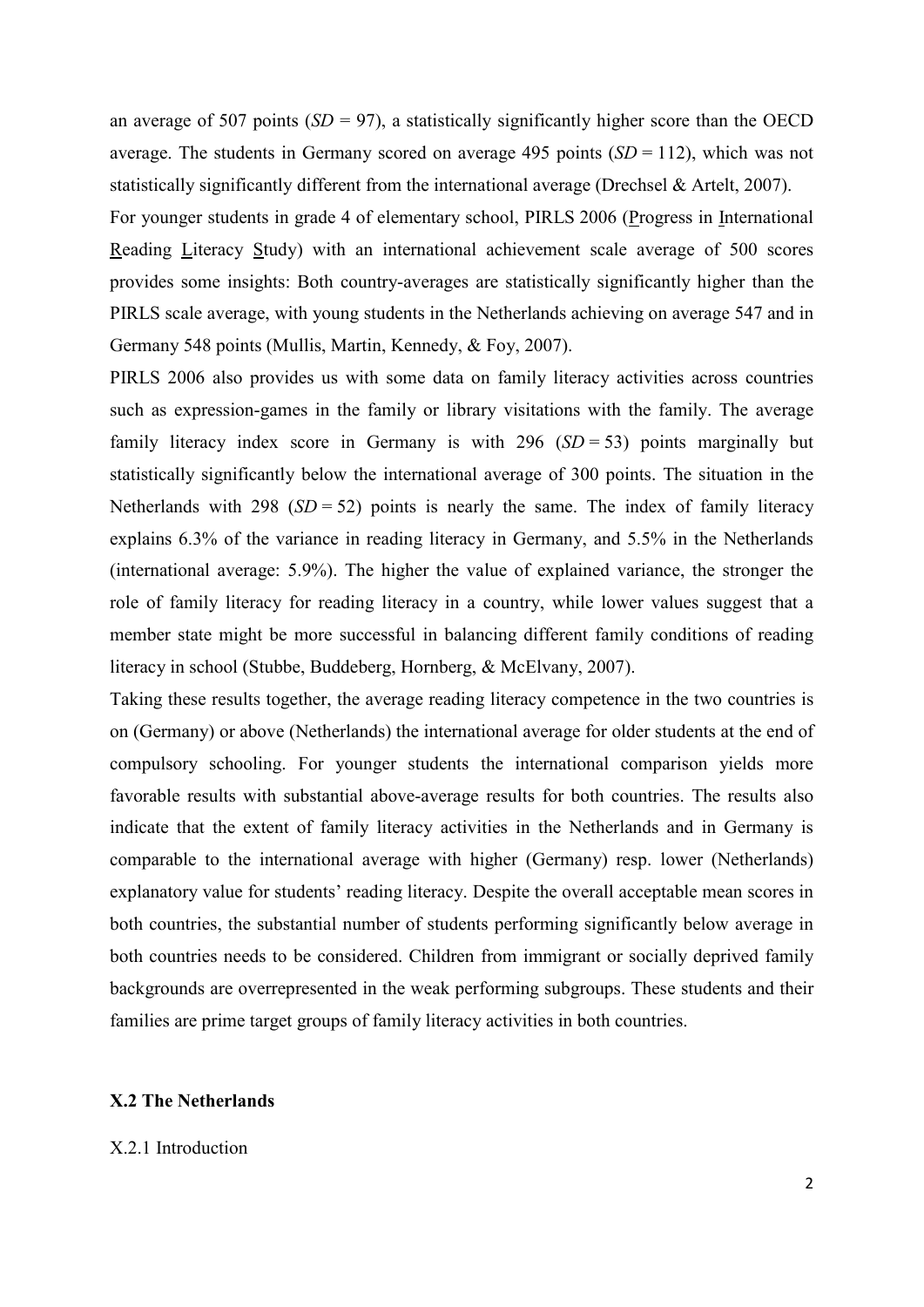an average of 507 points (*SD* = 97), a statistically significantly higher score than the OECD average. The students in Germany scored on average 495 points (*SD* = 112), which was not statistically significantly different from the international average (Drechsel & Artelt, 2007).

For younger students in grade 4 of elementary school, PIRLS 2006 (Progress in International Reading Literacy Study) with an international achievement scale average of 500 scores provides some insights: Both country-averages are statistically significantly higher than the PIRLS scale average, with young students in the Netherlands achieving on average 547 and in Germany 548 points (Mullis, Martin, Kennedy, & Foy, 2007).

PIRLS 2006 also provides us with some data on family literacy activities across countries such as expression-games in the family or library visitations with the family. The average family literacy index score in Germany is with 296 (*SD* = 53) points marginally but statistically significantly below the international average of 300 points. The situation in the Netherlands with 298 (*SD* = 52) points is nearly the same. The index of family literacy explains 6.3% of the variance in reading literacy in Germany, and 5.5% in the Netherlands (international average: 5.9%). The higher the value of explained variance, the stronger the role of family literacy for reading literacy in a country, while lower values suggest that a member state might be more successful in balancing different family conditions of reading literacy in school (Stubbe, Buddeberg, Hornberg, & McElvany, 2007).

Taking these results together, the average reading literacy competence in the two countries is on (Germany) or above (Netherlands) the international average for older students at the end of compulsory schooling. For younger students the international comparison yields more favorable results with substantial above-average results for both countries. The results also indicate that the extent of family literacy activities in the Netherlands and in Germany is comparable to the international average with higher (Germany) resp. lower (Netherlands) explanatory value for students' reading literacy. Despite the overall acceptable mean scores in both countries, the substantial number of students performing significantly below average in both countries needs to be considered. Children from immigrant or socially deprived family backgrounds are overrepresented in the weak performing subgroups. These students and their families are prime target groups of family literacy activities in both countries.

## X.2 The Netherlands

### X.2.1 Introduction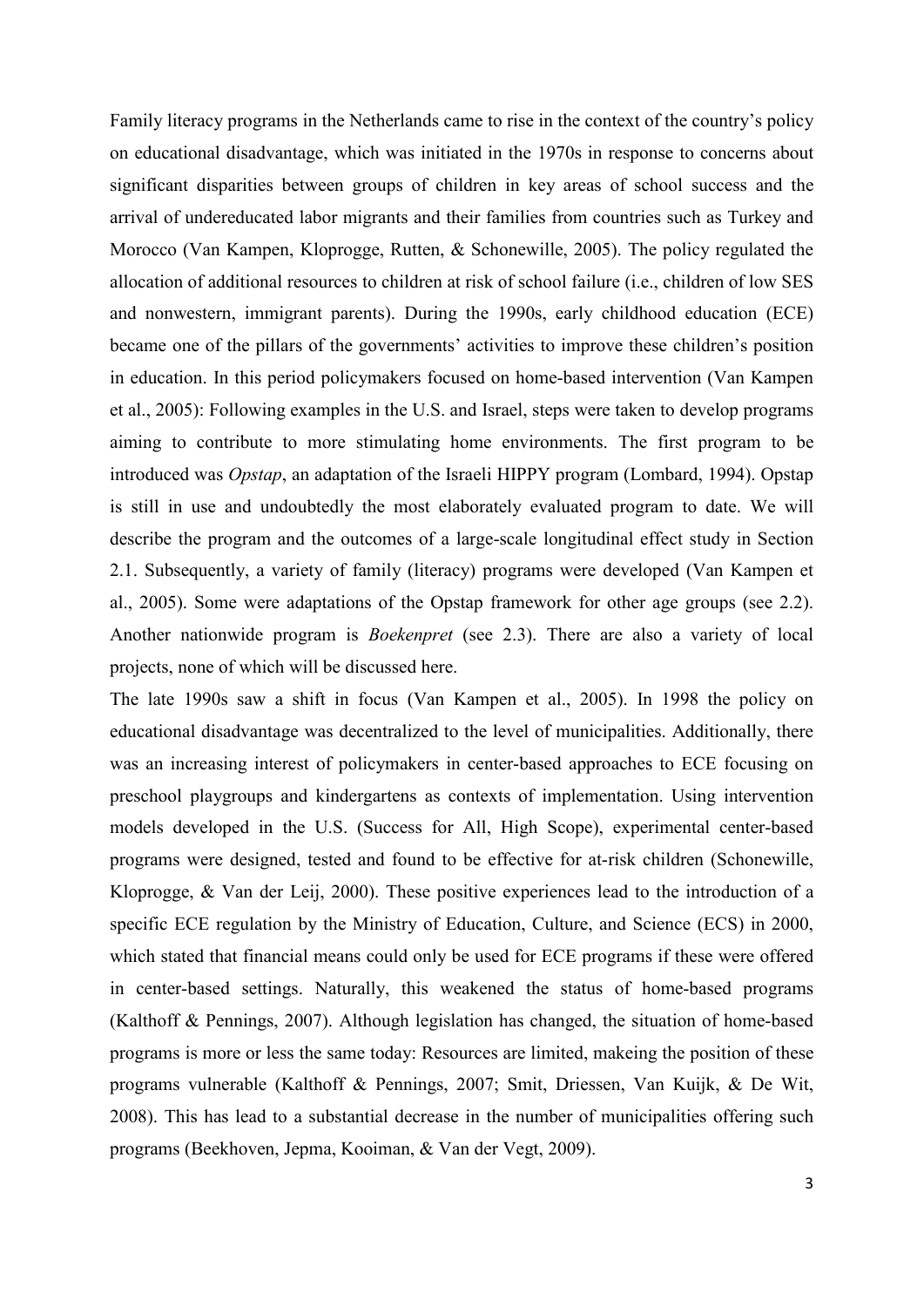Family literacy programs in the Netherlands came to rise in the context of the country's policy on educational disadvantage, which was initiated in the 1970s in response to concerns about significant disparities between groups of children in key areas of school success and the arrival of undereducated labor migrants and their families from countries such as Turkey and Morocco (Van Kampen, Kloprogge, Rutten, & Schonewille, 2005). The policy regulated the allocation of additional resources to children at risk of school failure (i.e., children of low SES and nonwestern, immigrant parents). During the 1990s, early childhood education (ECE) became one of the pillars of the governments' activities to improve these children's position in education. In this period policymakers focused on home-based intervention (Van Kampen et al., 2005): Following examples in the U.S. and Israel, steps were taken to develop programs aiming to contribute to more stimulating home environments. The first program to be introduced was *Opstap*, an adaptation of the Israeli HIPPY program (Lombard, 1994). Opstap is still in use and undoubtedly the most elaborately evaluated program to date. We will describe the program and the outcomes of a large-scale longitudinal effect study in Section 2.1. Subsequently, a variety of family (literacy) programs were developed (Van Kampen et al., 2005). Some were adaptations of the Opstap framework for other age groups (see 2.2). Another nationwide program is *Boekenpret* (see 2.3). There are also a variety of local projects, none of which will be discussed here.

The late 1990s saw a shift in focus (Van Kampen et al., 2005). In 1998 the policy on educational disadvantage was decentralized to the level of municipalities. Additionally, there was an increasing interest of policymakers in center-based approaches to ECE focusing on preschool playgroups and kindergartens as contexts of implementation. Using intervention models developed in the U.S. (Success for All, High Scope), experimental center-based programs were designed, tested and found to be effective for at-risk children (Schonewille, Kloprogge, & Van der Leij, 2000). These positive experiences lead to the introduction of a specific ECE regulation by the Ministry of Education, Culture, and Science (ECS) in 2000, which stated that financial means could only be used for ECE programs if these were offered in center-based settings. Naturally, this weakened the status of home-based programs (Kalthoff & Pennings, 2007). Although legislation has changed, the situation of home-based programs is more or less the same today: Resources are limited, makeing the position of these programs vulnerable (Kalthoff & Pennings, 2007; Smit, Driessen, Van Kuijk, & De Wit, 2008). This has lead to a substantial decrease in the number of municipalities offering such programs (Beekhoven, Jepma, Kooiman, & Van der Vegt, 2009).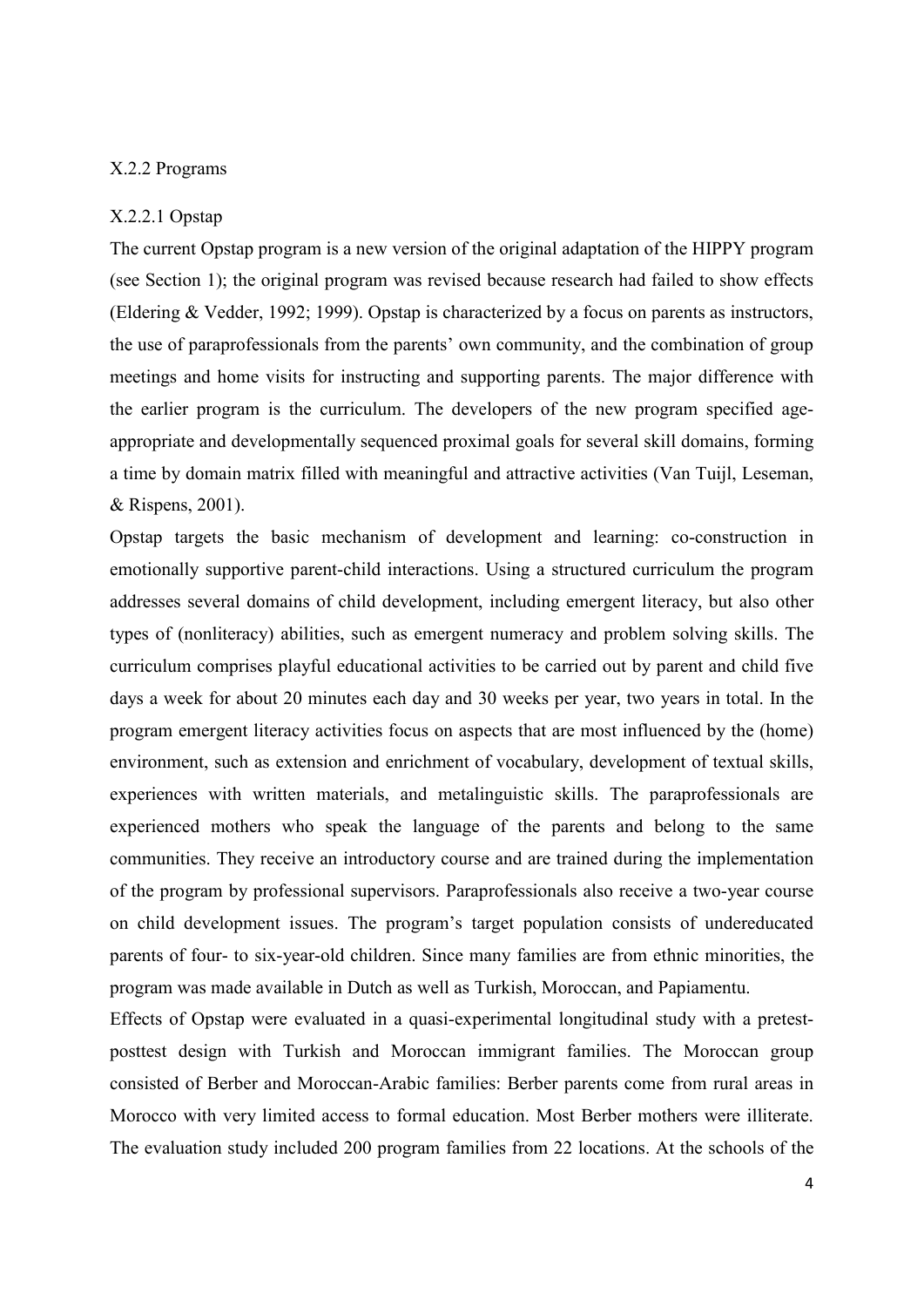### X.2.2 Programs

#### X.2.2.1 Opstap

The current Opstap program is a new version of the original adaptation of the HIPPY program (see Section 1); the original program was revised because research had failed to show effects (Eldering & Vedder, 1992; 1999). Opstap is characterized by a focus on parents as instructors, the use of paraprofessionals from the parents' own community, and the combination of group meetings and home visits for instructing and supporting parents. The major difference with the earlier program is the curriculum. The developers of the new program specified age-appropriate and developmentally sequenced proximal goals for several skill domains, forming a time by domain matrix filled with meaningful and attractive activities (Van Tuijl, Leseman, & Rispens, 2001).

Opstap targets the basic mechanism of development and learning: co-construction in emotionally supportive parent-child interactions. Using a structured curriculum the program addresses several domains of child development, including emergent literacy, but also other types of (nonliteracy) abilities, such as emergent numeracy and problem solving skills. The curriculum comprises playful educational activities to be carried out by parent and child five days a week for about 20 minutes each day and 30 weeks per year, two years in total. In the program emergent literacy activities focus on aspects that are most influenced by the (home) environment, such as extension and enrichment of vocabulary, development of textual skills, experiences with written materials, and metalinguistic skills. The paraprofessionals are experienced mothers who speak the language of the parents and belong to the same communities. They receive an introductory course and are trained during the implementation of the program by professional supervisors. Paraprofessionals also receive a two-year course on child development issues. The program's target population consists of undereducated parents of four- to six-year-old children. Since many families are from ethnic minorities, the program was made available in Dutch as well as Turkish, Moroccan, and Papiamentu.

Effects of Opstap were evaluated in a quasi-experimental longitudinal study with a pretest-posttest design with Turkish and Moroccan immigrant families. The Moroccan group consisted of Berber and Moroccan-Arabic families: Berber parents come from rural areas in Morocco with very limited access to formal education. Most Berber mothers were illiterate. The evaluation study included 200 program families from 22 locations. At the schools of the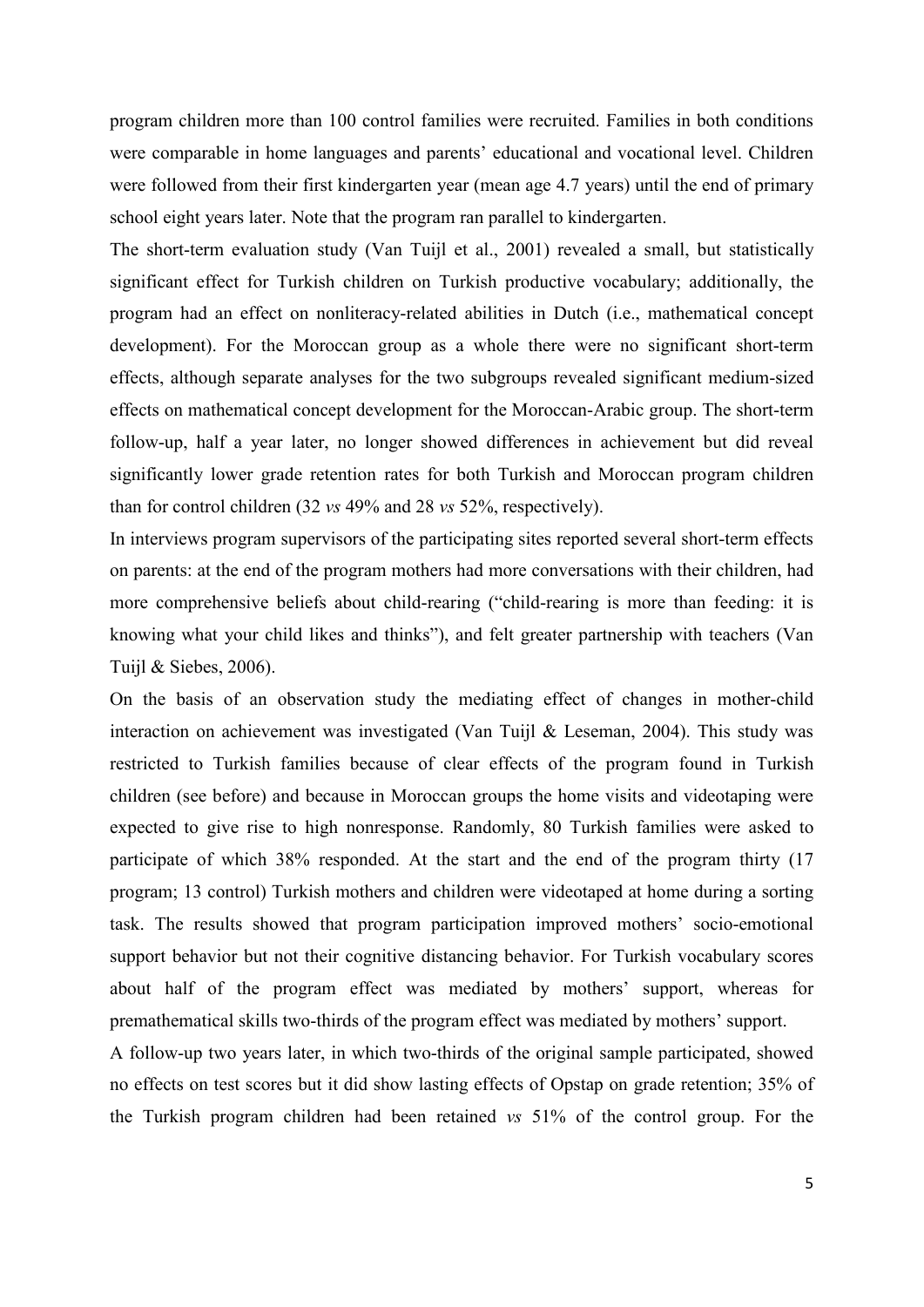program children more than 100 control families were recruited. Families in both conditions were comparable in home languages and parents' educational and vocational level. Children were followed from their first kindergarten year (mean age 4.7 years) until the end of primary school eight years later. Note that the program ran parallel to kindergarten.

The short-term evaluation study (Van Tuijl et al., 2001) revealed a small, but statistically significant effect for Turkish children on Turkish productive vocabulary; additionally, the program had an effect on nonliteracy-related abilities in Dutch (i.e., mathematical concept development). For the Moroccan group as a whole there were no significant short-term effects, although separate analyses for the two subgroups revealed significant medium-sized effects on mathematical concept development for the Moroccan-Arabic group. The short-term follow-up, half a year later, no longer showed differences in achievement but did reveal significantly lower grade retention rates for both Turkish and Moroccan program children than for control children (32 *vs* 49% and 28 *vs* 52%, respectively).

In interviews program supervisors of the participating sites reported several short-term effects on parents: at the end of the program mothers had more conversations with their children, had more comprehensive beliefs about child-rearing ("child-rearing is more than feeding: it is knowing what your child likes and thinks"), and felt greater partnership with teachers (Van Tuijl & Siebes, 2006).

On the basis of an observation study the mediating effect of changes in mother-child interaction on achievement was investigated (Van Tuijl & Leseman, 2004). This study was restricted to Turkish families because of clear effects of the program found in Turkish children (see before) and because in Moroccan groups the home visits and videotaping were expected to give rise to high nonresponse. Randomly, 80 Turkish families were asked to participate of which 38% responded. At the start and the end of the program thirty (17 program; 13 control) Turkish mothers and children were videotaped at home during a sorting task. The results showed that program participation improved mothers' socio-emotional support behavior but not their cognitive distancing behavior. For Turkish vocabulary scores about half of the program effect was mediated by mothers' support, whereas for premathematical skills two-thirds of the program effect was mediated by mothers' support.

A follow-up two years later, in which two-thirds of the original sample participated, showed no effects on test scores but it did show lasting effects of Opstap on grade retention; 35% of the Turkish program children had been retained *vs* 51% of the control group. For the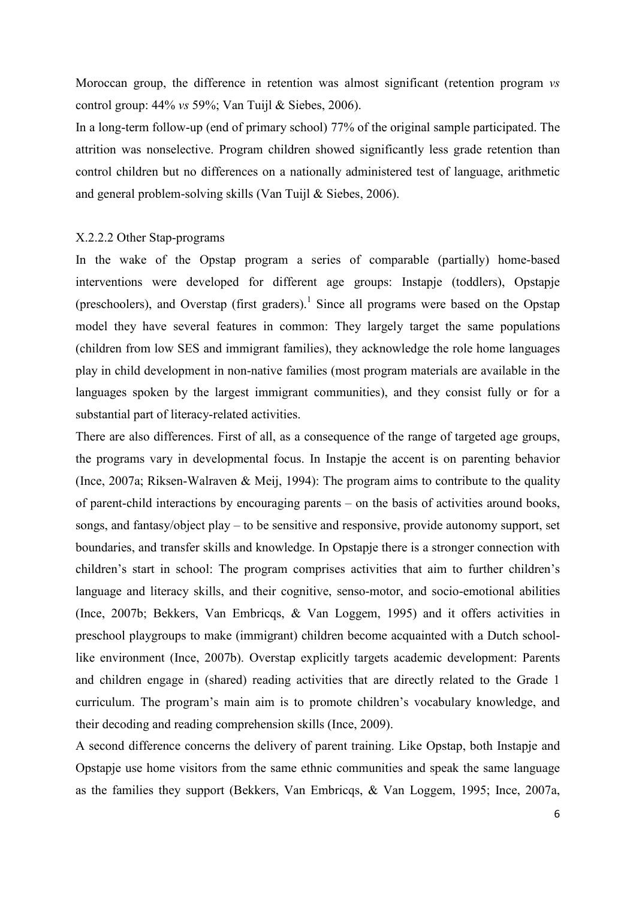Moroccan group, the difference in retention was almost significant (retention program *vs* control group: 44% *vs* 59%; Van Tuijl & Siebes, 2006).

In a long-term follow-up (end of primary school) 77% of the original sample participated. The attrition was nonselective. Program children showed significantly less grade retention than control children but no differences on a nationally administered test of language, arithmetic and general problem-solving skills (Van Tuijl & Siebes, 2006).

### X.2.2.2 Other Stap-programs

In the wake of the Opstap program a series of comparable (partially) home-based interventions were developed for different age groups: Instapje (toddlers), Opstapje (preschoolers), and Overstap (first graders).[1] Since all programs were based on the Opstap model they have several features in common: They largely target the same populations (children from low SES and immigrant families), they acknowledge the role home languages play in child development in non-native families (most program materials are available in the languages spoken by the largest immigrant communities), and they consist fully or for a substantial part of literacy-related activities.

There are also differences. First of all, as a consequence of the range of targeted age groups, the programs vary in developmental focus. In Instapje the accent is on parenting behavior (Ince, 2007a; Riksen-Walraven & Meij, 1994): The program aims to contribute to the quality of parent-child interactions by encouraging parents – on the basis of activities around books, songs, and fantasy/object play – to be sensitive and responsive, provide autonomy support, set boundaries, and transfer skills and knowledge. In Opstapje there is a stronger connection with children's start in school: The program comprises activities that aim to further children's language and literacy skills, and their cognitive, senso-motor, and socio-emotional abilities (Ince, 2007b; Bekkers, Van Embricqs, & Van Loggem, 1995) and it offers activities in preschool playgroups to make (immigrant) children become acquainted with a Dutch school-like environment (Ince, 2007b). Overstap explicitly targets academic development: Parents and children engage in (shared) reading activities that are directly related to the Grade 1 curriculum. The program's main aim is to promote children's vocabulary knowledge, and their decoding and reading comprehension skills (Ince, 2009).

A second difference concerns the delivery of parent training. Like Opstap, both Instapje and Opstapje use home visitors from the same ethnic communities and speak the same language as the families they support (Bekkers, Van Embricqs, & Van Loggem, 1995; Ince, 2007a,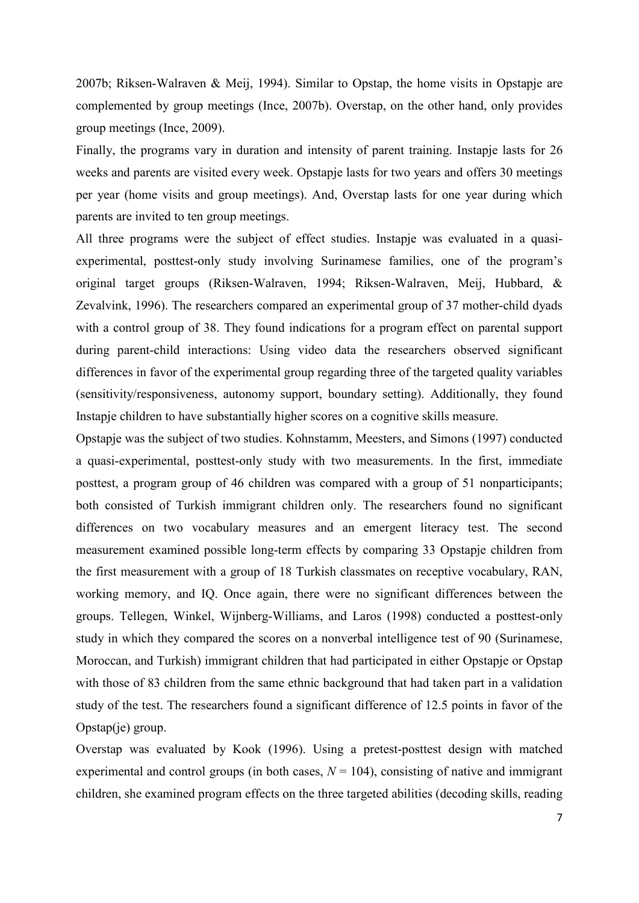2007b; Riksen-Walraven & Meij, 1994). Similar to Opstap, the home visits in Opstapje are complemented by group meetings (Ince, 2007b). Overstap, on the other hand, only provides group meetings (Ince, 2009).

Finally, the programs vary in duration and intensity of parent training. Instapje lasts for 26 weeks and parents are visited every week. Opstapje lasts for two years and offers 30 meetings per year (home visits and group meetings). And, Overstap lasts for one year during which parents are invited to ten group meetings.

All three programs were the subject of effect studies. Instapje was evaluated in a quasi-experimental, posttest-only study involving Surinamese families, one of the program's original target groups (Riksen-Walraven, 1994; Riksen-Walraven, Meij, Hubbard, & Zevalvink, 1996). The researchers compared an experimental group of 37 mother-child dyads with a control group of 38. They found indications for a program effect on parental support during parent-child interactions: Using video data the researchers observed significant differences in favor of the experimental group regarding three of the targeted quality variables (sensitivity/responsiveness, autonomy support, boundary setting). Additionally, they found Instapje children to have substantially higher scores on a cognitive skills measure.

Opstapje was the subject of two studies. Kohnstamm, Meesters, and Simons (1997) conducted a quasi-experimental, posttest-only study with two measurements. In the first, immediate posttest, a program group of 46 children was compared with a group of 51 nonparticipants; both consisted of Turkish immigrant children only. The researchers found no significant differences on two vocabulary measures and an emergent literacy test. The second measurement examined possible long-term effects by comparing 33 Opstapje children from the first measurement with a group of 18 Turkish classmates on receptive vocabulary, RAN, working memory, and IQ. Once again, there were no significant differences between the groups. Tellegen, Winkel, Wijnberg-Williams, and Laros (1998) conducted a posttest-only study in which they compared the scores on a nonverbal intelligence test of 90 (Surinamese, Moroccan, and Turkish) immigrant children that had participated in either Opstapje or Opstap with those of 83 children from the same ethnic background that had taken part in a validation study of the test. The researchers found a significant difference of 12.5 points in favor of the Opstap(je) group.

Overstap was evaluated by Kook (1996). Using a pretest-posttest design with matched experimental and control groups (in both cases, $N = 104$), consisting of native and immigrant children, she examined program effects on the three targeted abilities (decoding skills, reading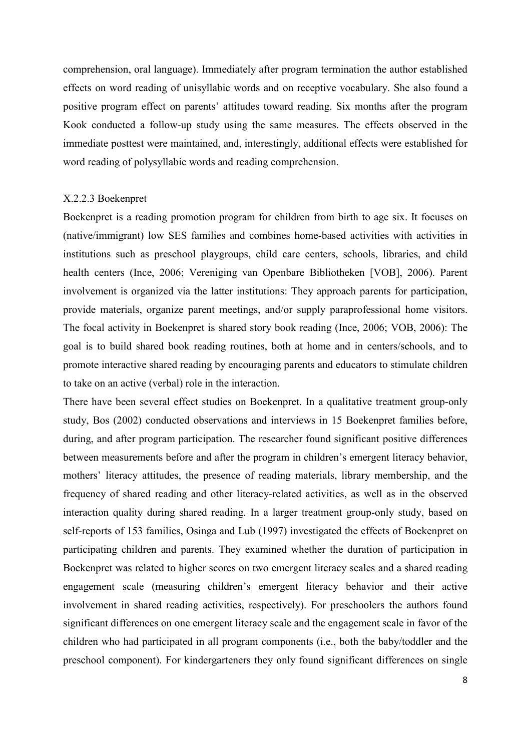comprehension, oral language). Immediately after program termination the author established effects on word reading of unisyllabic words and on receptive vocabulary. She also found a positive program effect on parents' attitudes toward reading. Six months after the program Kook conducted a follow-up study using the same measures. The effects observed in the immediate posttest were maintained, and, interestingly, additional effects were established for word reading of polysyllabic words and reading comprehension.

#### X.2.2.3 Boekenpret

Boekenpret is a reading promotion program for children from birth to age six. It focuses on (native/immigrant) low SES families and combines home-based activities with activities in institutions such as preschool playgroups, child care centers, schools, libraries, and child health centers (Ince, 2006; Vereniging van Openbare Bibliotheken [VOB], 2006). Parent involvement is organized via the latter institutions: They approach parents for participation, provide materials, organize parent meetings, and/or supply paraprofessional home visitors. The focal activity in Boekenpret is shared story book reading (Ince, 2006; VOB, 2006): The goal is to build shared book reading routines, both at home and in centers/schools, and to promote interactive shared reading by encouraging parents and educators to stimulate children to take on an active (verbal) role in the interaction.

There have been several effect studies on Boekenpret. In a qualitative treatment group-only study, Bos (2002) conducted observations and interviews in 15 Boekenpret families before, during, and after program participation. The researcher found significant positive differences between measurements before and after the program in children's emergent literacy behavior, mothers' literacy attitudes, the presence of reading materials, library membership, and the frequency of shared reading and other literacy-related activities, as well as in the observed interaction quality during shared reading. In a larger treatment group-only study, based on self-reports of 153 families, Osinga and Lub (1997) investigated the effects of Boekenpret on participating children and parents. They examined whether the duration of participation in Boekenpret was related to higher scores on two emergent literacy scales and a shared reading engagement scale (measuring children's emergent literacy behavior and their active involvement in shared reading activities, respectively). For preschoolers the authors found significant differences on one emergent literacy scale and the engagement scale in favor of the children who had participated in all program components (i.e., both the baby/toddler and the preschool component). For kindergarteners they only found significant differences on single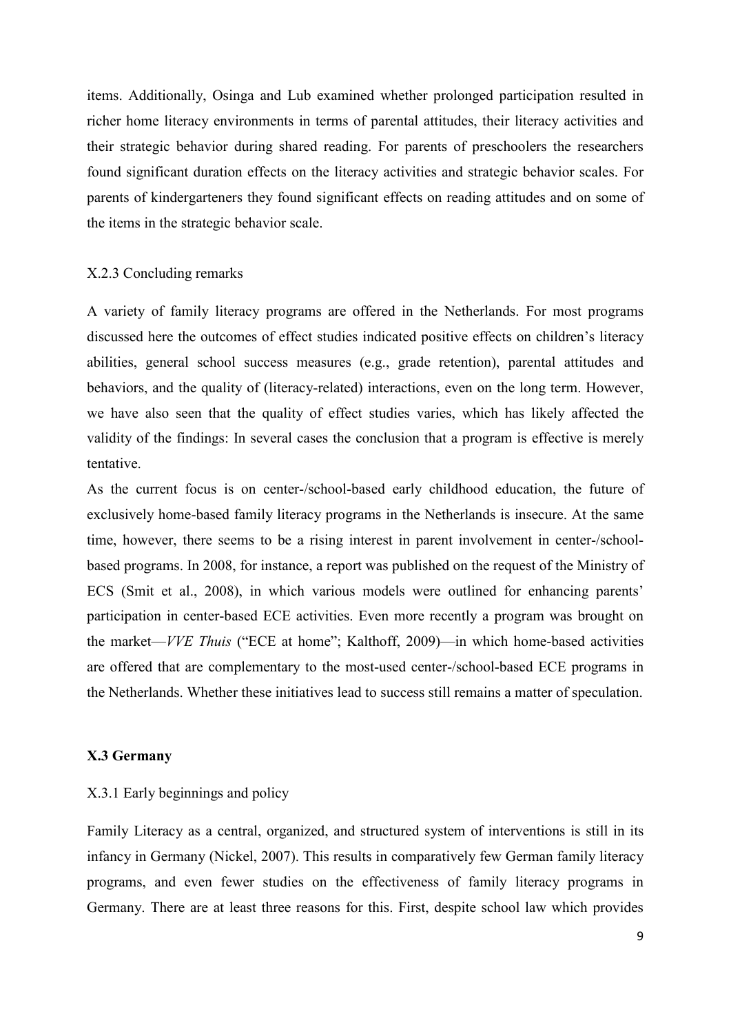items. Additionally, Osinga and Lub examined whether prolonged participation resulted in richer home literacy environments in terms of parental attitudes, their literacy activities and their strategic behavior during shared reading. For parents of preschoolers the researchers found significant duration effects on the literacy activities and strategic behavior scales. For parents of kindergarteners they found significant effects on reading attitudes and on some of the items in the strategic behavior scale.

### X.2.3 Concluding remarks

A variety of family literacy programs are offered in the Netherlands. For most programs discussed here the outcomes of effect studies indicated positive effects on children's literacy abilities, general school success measures (e.g., grade retention), parental attitudes and behaviors, and the quality of (literacy-related) interactions, even on the long term. However, we have also seen that the quality of effect studies varies, which has likely affected the validity of the findings: In several cases the conclusion that a program is effective is merely tentative.

As the current focus is on center-/school-based early childhood education, the future of exclusively home-based family literacy programs in the Netherlands is insecure. At the same time, however, there seems to be a rising interest in parent involvement in center-/school-based programs. In 2008, for instance, a report was published on the request of the Ministry of ECS (Smit et al., 2008), in which various models were outlined for enhancing parents' participation in center-based ECE activities. Even more recently a program was brought on the market—*VVE Thuis* ("ECE at home"; Kalthoff, 2009)—in which home-based activities are offered that are complementary to the most-used center-/school-based ECE programs in the Netherlands. Whether these initiatives lead to success still remains a matter of speculation.

## X.3 Germany

### X.3.1 Early beginnings and policy

Family Literacy as a central, organized, and structured system of interventions is still in its infancy in Germany (Nickel, 2007). This results in comparatively few German family literacy programs, and even fewer studies on the effectiveness of family literacy programs in Germany. There are at least three reasons for this. First, despite school law which provides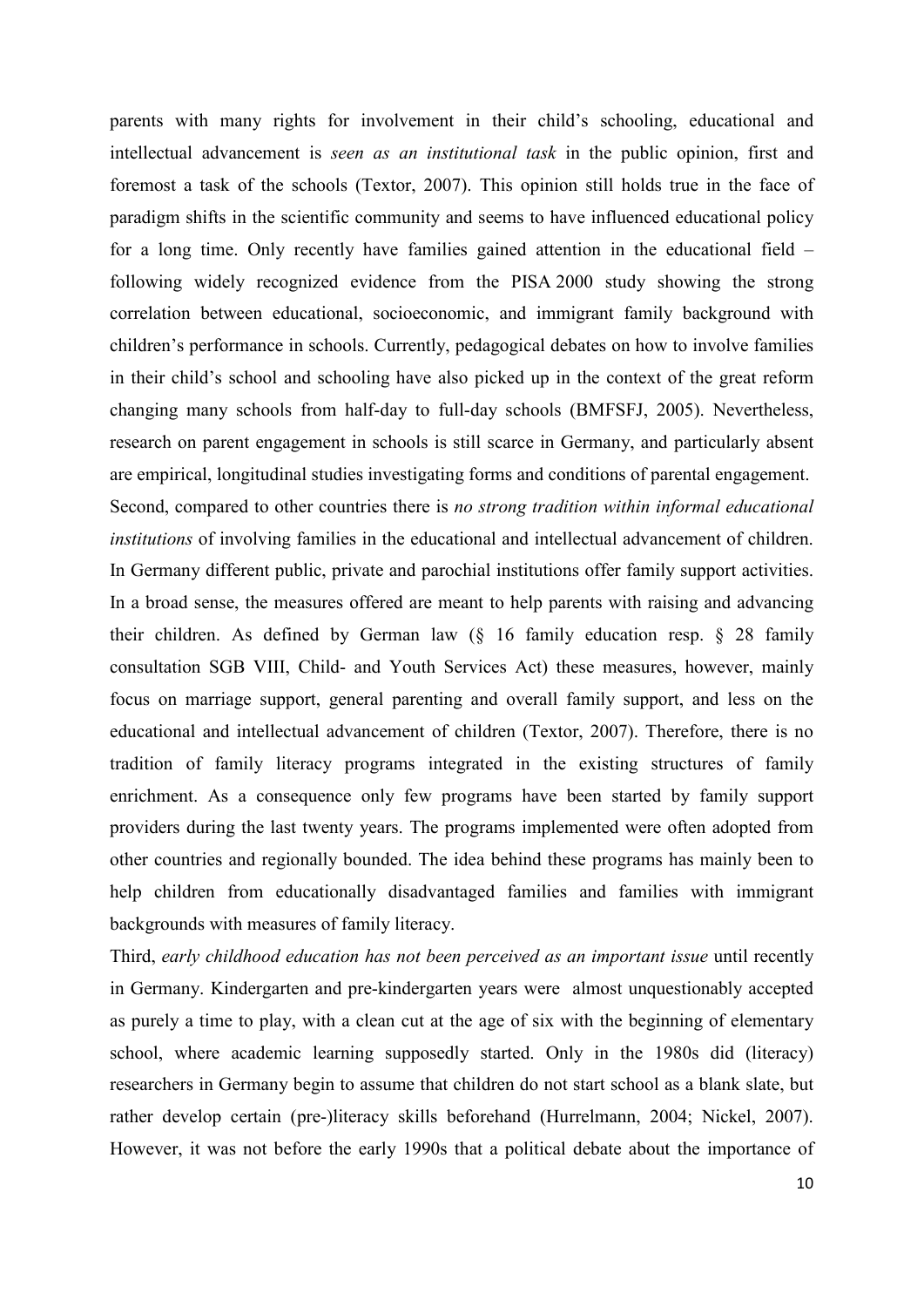parents with many rights for involvement in their child's schooling, educational and intellectual advancement is *seen as an institutional task* in the public opinion, first and foremost a task of the schools (Textor, 2007). This opinion still holds true in the face of paradigm shifts in the scientific community and seems to have influenced educational policy for a long time. Only recently have families gained attention in the educational field – following widely recognized evidence from the PISA 2000 study showing the strong correlation between educational, socioeconomic, and immigrant family background with children's performance in schools. Currently, pedagogical debates on how to involve families in their child's school and schooling have also picked up in the context of the great reform changing many schools from half-day to full-day schools (BMFSFJ, 2005). Nevertheless, research on parent engagement in schools is still scarce in Germany, and particularly absent are empirical, longitudinal studies investigating forms and conditions of parental engagement.

Second, compared to other countries there is *no strong tradition within informal educational institutions* of involving families in the educational and intellectual advancement of children. In Germany different public, private and parochial institutions offer family support activities. In a broad sense, the measures offered are meant to help parents with raising and advancing their children. As defined by German law (§ 16 family education resp. § 28 family consultation SGB VIII, Child- and Youth Services Act) these measures, however, mainly focus on marriage support, general parenting and overall family support, and less on the educational and intellectual advancement of children (Textor, 2007). Therefore, there is no tradition of family literacy programs integrated in the existing structures of family enrichment. As a consequence only few programs have been started by family support providers during the last twenty years. The programs implemented were often adopted from other countries and regionally bounded. The idea behind these programs has mainly been to help children from educationally disadvantaged families and families with immigrant backgrounds with measures of family literacy.

Third, *early childhood education has not been perceived as an important issue* until recently in Germany. Kindergarten and pre-kindergarten years were almost unquestionably accepted as purely a time to play, with a clean cut at the age of six with the beginning of elementary school, where academic learning supposedly started. Only in the 1980s did (literacy) researchers in Germany begin to assume that children do not start school as a blank slate, but rather develop certain (pre-)literacy skills beforehand (Hurrelmann, 2004; Nickel, 2007). However, it was not before the early 1990s that a political debate about the importance of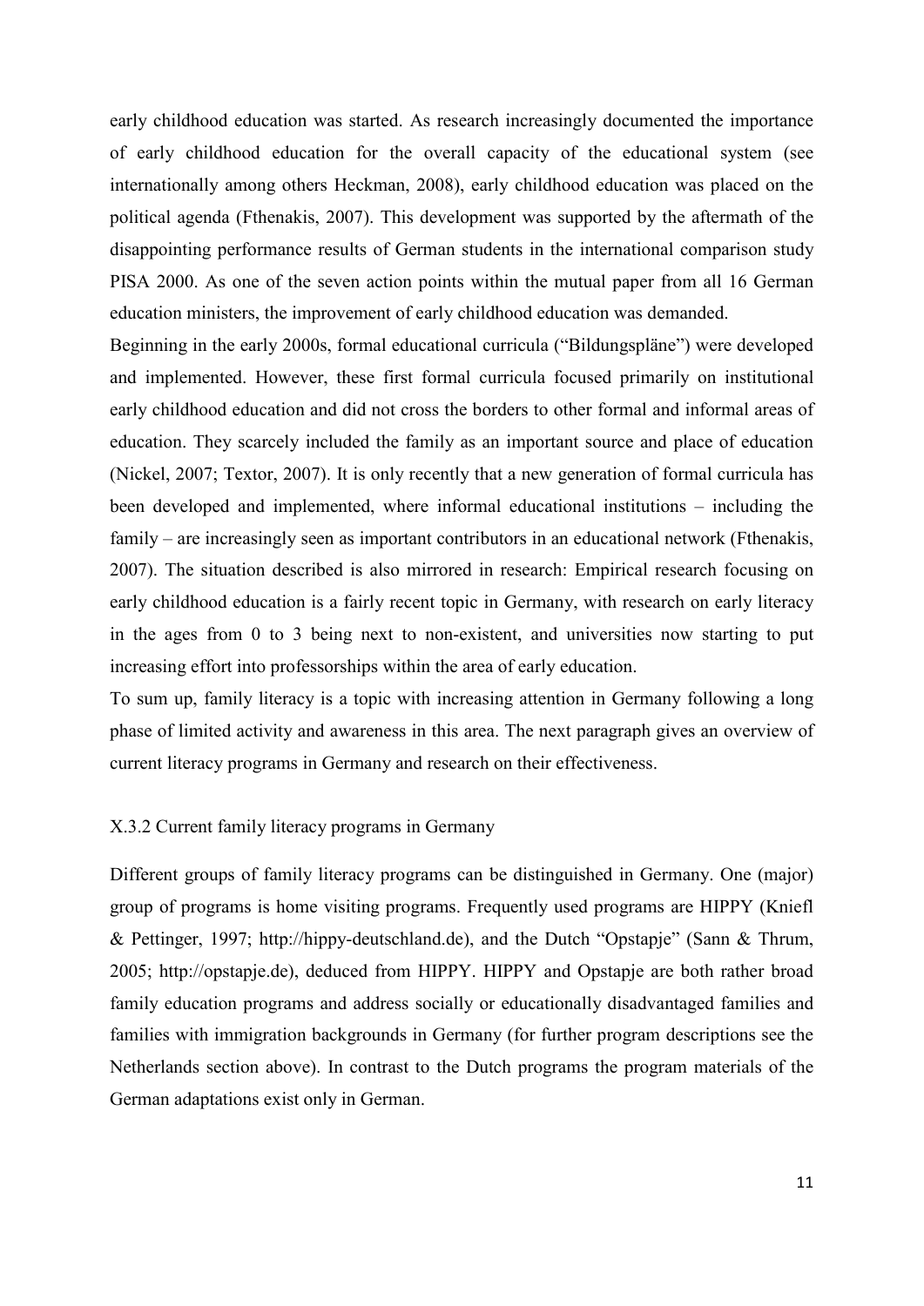early childhood education was started. As research increasingly documented the importance of early childhood education for the overall capacity of the educational system (see internationally among others Heckman, 2008), early childhood education was placed on the political agenda (Fthenakis, 2007). This development was supported by the aftermath of the disappointing performance results of German students in the international comparison study PISA 2000. As one of the seven action points within the mutual paper from all 16 German education ministers, the improvement of early childhood education was demanded.

Beginning in the early 2000s, formal educational curricula ("Bildungspläne") were developed and implemented. However, these first formal curricula focused primarily on institutional early childhood education and did not cross the borders to other formal and informal areas of education. They scarcely included the family as an important source and place of education (Nickel, 2007; Textor, 2007). It is only recently that a new generation of formal curricula has been developed and implemented, where informal educational institutions – including the family – are increasingly seen as important contributors in an educational network (Fthenakis, 2007). The situation described is also mirrored in research: Empirical research focusing on early childhood education is a fairly recent topic in Germany, with research on early literacy in the ages from 0 to 3 being next to non-existent, and universities now starting to put increasing effort into professorships within the area of early education.

To sum up, family literacy is a topic with increasing attention in Germany following a long phase of limited activity and awareness in this area. The next paragraph gives an overview of current literacy programs in Germany and research on their effectiveness.

### X.3.2 Current family literacy programs in Germany

Different groups of family literacy programs can be distinguished in Germany. One (major) group of programs is home visiting programs. Frequently used programs are HIPPY (Kniefl & Pettinger, 1997; http://hippy-deutschland.de), and the Dutch "Opstapje" (Sann & Thrum, 2005; http://opstapje.de), deduced from HIPPY. HIPPY and Opstapje are both rather broad family education programs and address socially or educationally disadvantaged families and families with immigration backgrounds in Germany (for further program descriptions see the Netherlands section above). In contrast to the Dutch programs the program materials of the German adaptations exist only in German.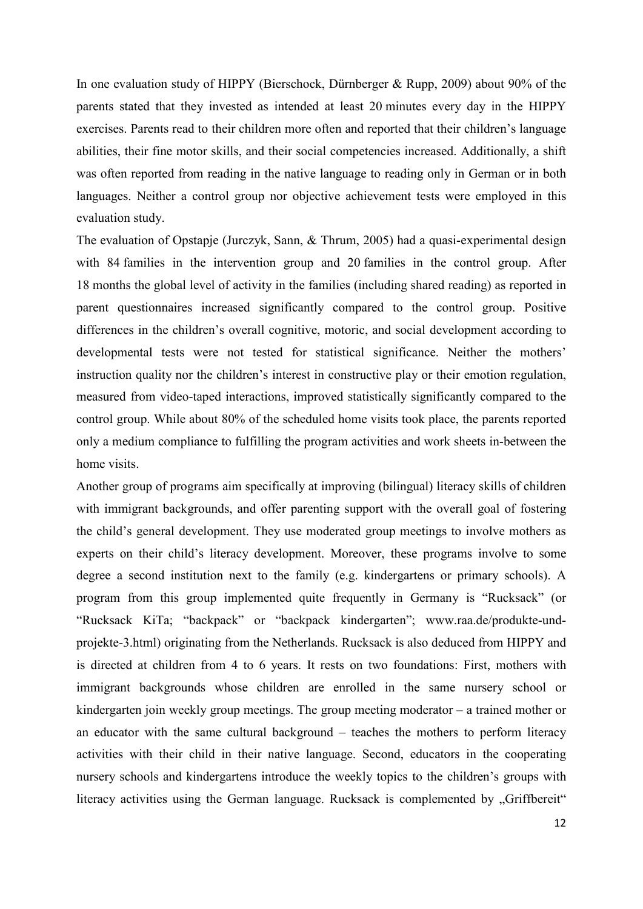In one evaluation study of HIPPY (Bierschock, Dürnberger & Rupp, 2009) about 90% of the parents stated that they invested as intended at least 20 minutes every day in the HIPPY exercises. Parents read to their children more often and reported that their children's language abilities, their fine motor skills, and their social competencies increased. Additionally, a shift was often reported from reading in the native language to reading only in German or in both languages. Neither a control group nor objective achievement tests were employed in this evaluation study.

The evaluation of Opstapje (Jurczyk, Sann, & Thrum, 2005) had a quasi-experimental design with 84 families in the intervention group and 20 families in the control group. After 18 months the global level of activity in the families (including shared reading) as reported in parent questionnaires increased significantly compared to the control group. Positive differences in the children's overall cognitive, motoric, and social development according to developmental tests were not tested for statistical significance. Neither the mothers' instruction quality nor the children's interest in constructive play or their emotion regulation, measured from video-taped interactions, improved statistically significantly compared to the control group. While about 80% of the scheduled home visits took place, the parents reported only a medium compliance to fulfilling the program activities and work sheets in-between the home visits.

Another group of programs aim specifically at improving (bilingual) literacy skills of children with immigrant backgrounds, and offer parenting support with the overall goal of fostering the child's general development. They use moderated group meetings to involve mothers as experts on their child's literacy development. Moreover, these programs involve to some degree a second institution next to the family (e.g. kindergartens or primary schools). A program from this group implemented quite frequently in Germany is "Rucksack" (or "Rucksack KiTa; "backpack" or "backpack kindergarten"; www.raa.de/produkte-und-projekte-3.html) originating from the Netherlands. Rucksack is also deduced from HIPPY and is directed at children from 4 to 6 years. It rests on two foundations: First, mothers with immigrant backgrounds whose children are enrolled in the same nursery school or kindergarten join weekly group meetings. The group meeting moderator – a trained mother or an educator with the same cultural background – teaches the mothers to perform literacy activities with their child in their native language. Second, educators in the cooperating nursery schools and kindergartens introduce the weekly topics to the children's groups with literacy activities using the German language. Rucksack is complemented by „Griffbereit"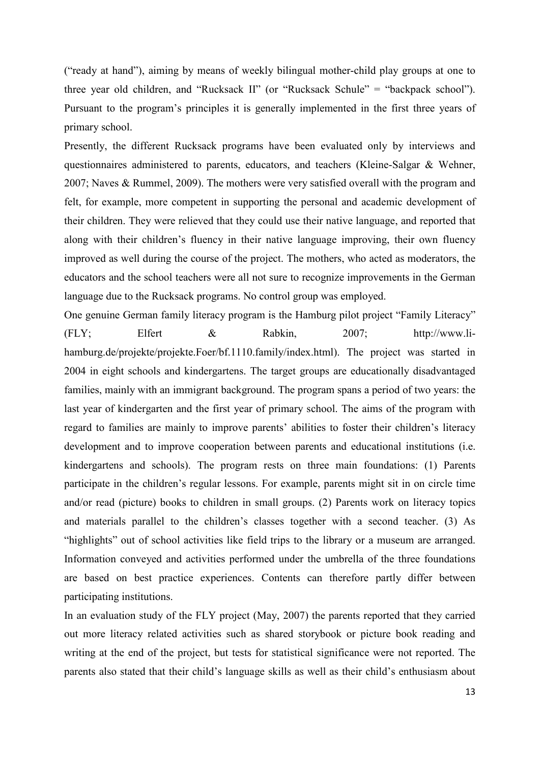("ready at hand"), aiming by means of weekly bilingual mother-child play groups at one to three year old children, and "Rucksack II" (or "Rucksack Schule" = "backpack school"). Pursuant to the program's principles it is generally implemented in the first three years of primary school.

Presently, the different Rucksack programs have been evaluated only by interviews and questionnaires administered to parents, educators, and teachers (Kleine-Salgar & Wehner, 2007; Naves & Rummel, 2009). The mothers were very satisfied overall with the program and felt, for example, more competent in supporting the personal and academic development of their children. They were relieved that they could use their native language, and reported that along with their children's fluency in their native language improving, their own fluency improved as well during the course of the project. The mothers, who acted as moderators, the educators and the school teachers were all not sure to recognize improvements in the German language due to the Rucksack programs. No control group was employed.

One genuine German family literacy program is the Hamburg pilot project "Family Literacy" (FLY; Elfert & Rabkin, 2007; http://www.li-hamburg.de/projekte/projekte.Foer/bf.1110.family/index.html). The project was started in 2004 in eight schools and kindergartens. The target groups are educationally disadvantaged families, mainly with an immigrant background. The program spans a period of two years: the last year of kindergarten and the first year of primary school. The aims of the program with regard to families are mainly to improve parents' abilities to foster their children's literacy development and to improve cooperation between parents and educational institutions (i.e. kindergartens and schools). The program rests on three main foundations: (1) Parents participate in the children's regular lessons. For example, parents might sit in on circle time and/or read (picture) books to children in small groups. (2) Parents work on literacy topics and materials parallel to the children's classes together with a second teacher. (3) As "highlights" out of school activities like field trips to the library or a museum are arranged. Information conveyed and activities performed under the umbrella of the three foundations are based on best practice experiences. Contents can therefore partly differ between participating institutions.

In an evaluation study of the FLY project (May, 2007) the parents reported that they carried out more literacy related activities such as shared storybook or picture book reading and writing at the end of the project, but tests for statistical significance were not reported. The parents also stated that their child's language skills as well as their child's enthusiasm about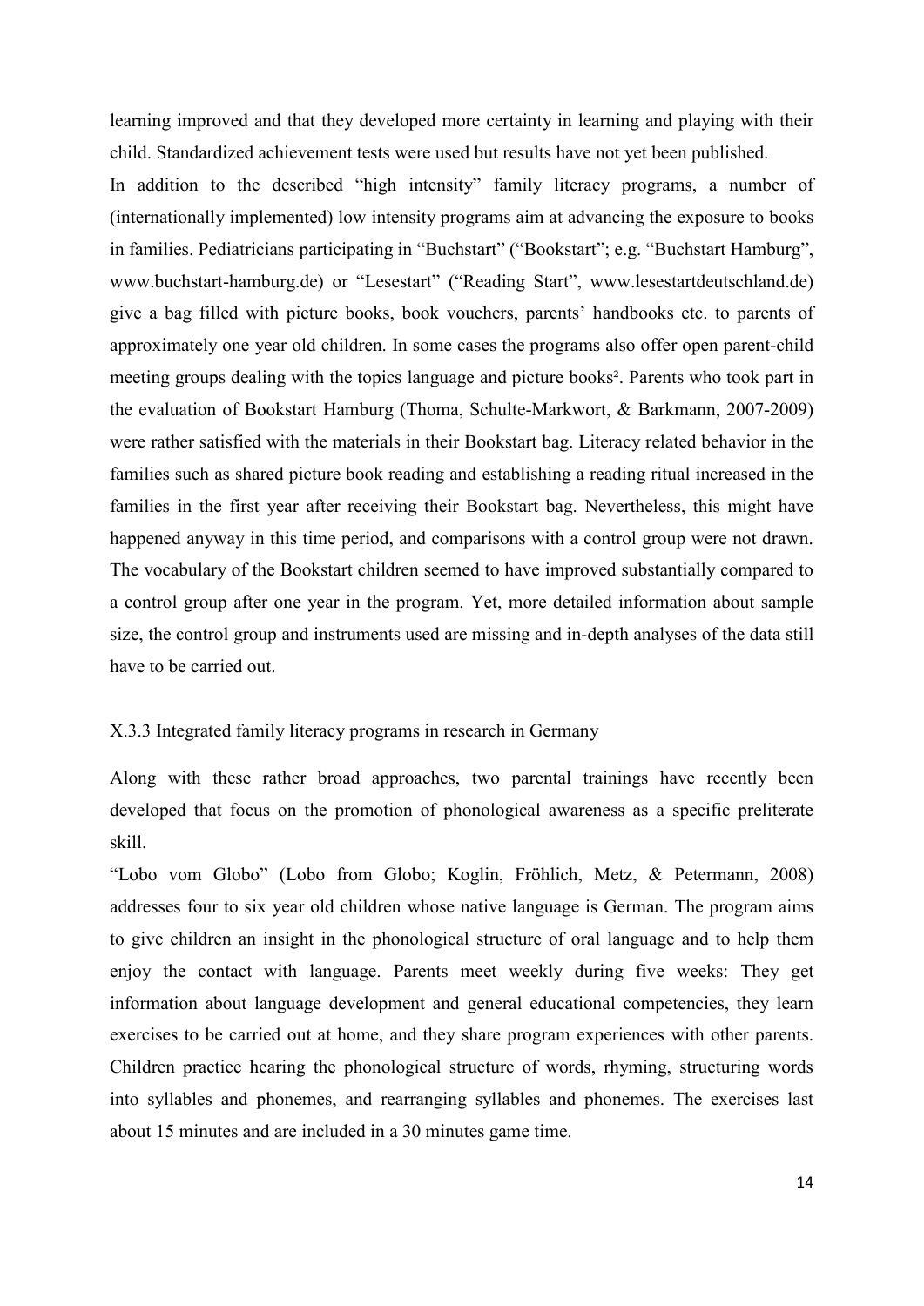learning improved and that they developed more certainty in learning and playing with their child. Standardized achievement tests were used but results have not yet been published.

In addition to the described "high intensity" family literacy programs, a number of (internationally implemented) low intensity programs aim at advancing the exposure to books in families. Pediatricians participating in "Buchstart" ("Bookstart"; e.g. "Buchstart Hamburg", www.buchstart-hamburg.de) or "Lesestart" ("Reading Start", www.lesestartdeutschland.de) give a bag filled with picture books, book vouchers, parents' handbooks etc. to parents of approximately one year old children. In some cases the programs also offer open parent-child meeting groups dealing with the topics language and picture books[2]. Parents who took part in the evaluation of Bookstart Hamburg (Thoma, Schulte-Markwort, & Barkmann, 2007-2009) were rather satisfied with the materials in their Bookstart bag. Literacy related behavior in the families such as shared picture book reading and establishing a reading ritual increased in the families in the first year after receiving their Bookstart bag. Nevertheless, this might have happened anyway in this time period, and comparisons with a control group were not drawn. The vocabulary of the Bookstart children seemed to have improved substantially compared to a control group after one year in the program. Yet, more detailed information about sample size, the control group and instruments used are missing and in-depth analyses of the data still have to be carried out.

### X.3.3 Integrated family literacy programs in research in Germany

Along with these rather broad approaches, two parental trainings have recently been developed that focus on the promotion of phonological awareness as a specific preliterate skill.

"Lobo vom Globo" (Lobo from Globo; Koglin, Fröhlich, Metz, & Petermann, 2008) addresses four to six year old children whose native language is German. The program aims to give children an insight in the phonological structure of oral language and to help them enjoy the contact with language. Parents meet weekly during five weeks: They get information about language development and general educational competencies, they learn exercises to be carried out at home, and they share program experiences with other parents. Children practice hearing the phonological structure of words, rhyming, structuring words into syllables and phonemes, and rearranging syllables and phonemes. The exercises last about 15 minutes and are included in a 30 minutes game time.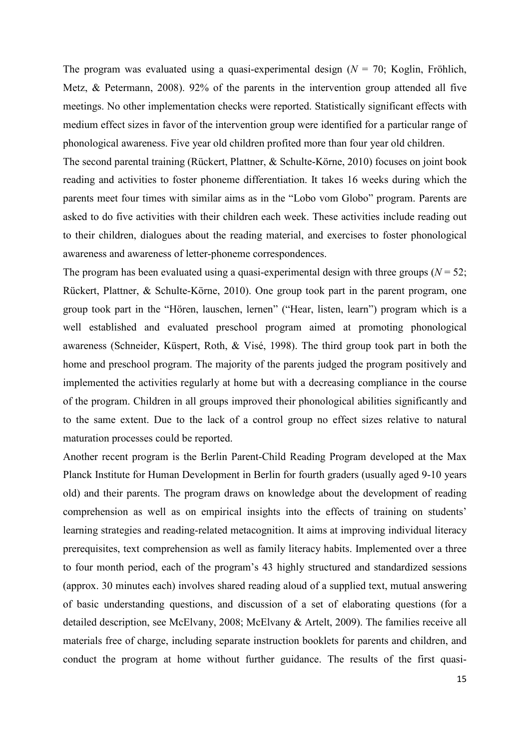The program was evaluated using a quasi-experimental design ($N = 70$; Koglin, Fröhlich, Metz, & Petermann, 2008). 92% of the parents in the intervention group attended all five meetings. No other implementation checks were reported. Statistically significant effects with medium effect sizes in favor of the intervention group were identified for a particular range of phonological awareness. Five year old children profited more than four year old children.

The second parental training (Rückert, Plattner, & Schulte-Körne, 2010) focuses on joint book reading and activities to foster phoneme differentiation. It takes 16 weeks during which the parents meet four times with similar aims as in the "Lobo vom Globo" program. Parents are asked to do five activities with their children each week. These activities include reading out to their children, dialogues about the reading material, and exercises to foster phonological awareness and awareness of letter-phoneme correspondences.

The program has been evaluated using a quasi-experimental design with three groups ($N = 52$; Rückert, Plattner, & Schulte-Körne, 2010). One group took part in the parent program, one group took part in the "Hören, lauschen, lernen" ("Hear, listen, learn") program which is a well established and evaluated preschool program aimed at promoting phonological awareness (Schneider, Küspert, Roth, & Visé, 1998). The third group took part in both the home and preschool program. The majority of the parents judged the program positively and implemented the activities regularly at home but with a decreasing compliance in the course of the program. Children in all groups improved their phonological abilities significantly and to the same extent. Due to the lack of a control group no effect sizes relative to natural maturation processes could be reported.

Another recent program is the Berlin Parent-Child Reading Program developed at the Max Planck Institute for Human Development in Berlin for fourth graders (usually aged 9-10 years old) and their parents. The program draws on knowledge about the development of reading comprehension as well as on empirical insights into the effects of training on students' learning strategies and reading-related metacognition. It aims at improving individual literacy prerequisites, text comprehension as well as family literacy habits. Implemented over a three to four month period, each of the program's 43 highly structured and standardized sessions (approx. 30 minutes each) involves shared reading aloud of a supplied text, mutual answering of basic understanding questions, and discussion of a set of elaborating questions (for a detailed description, see McElvany, 2008; McElvany & Artelt, 2009). The families receive all materials free of charge, including separate instruction booklets for parents and children, and conduct the program at home without further guidance. The results of the first quasi-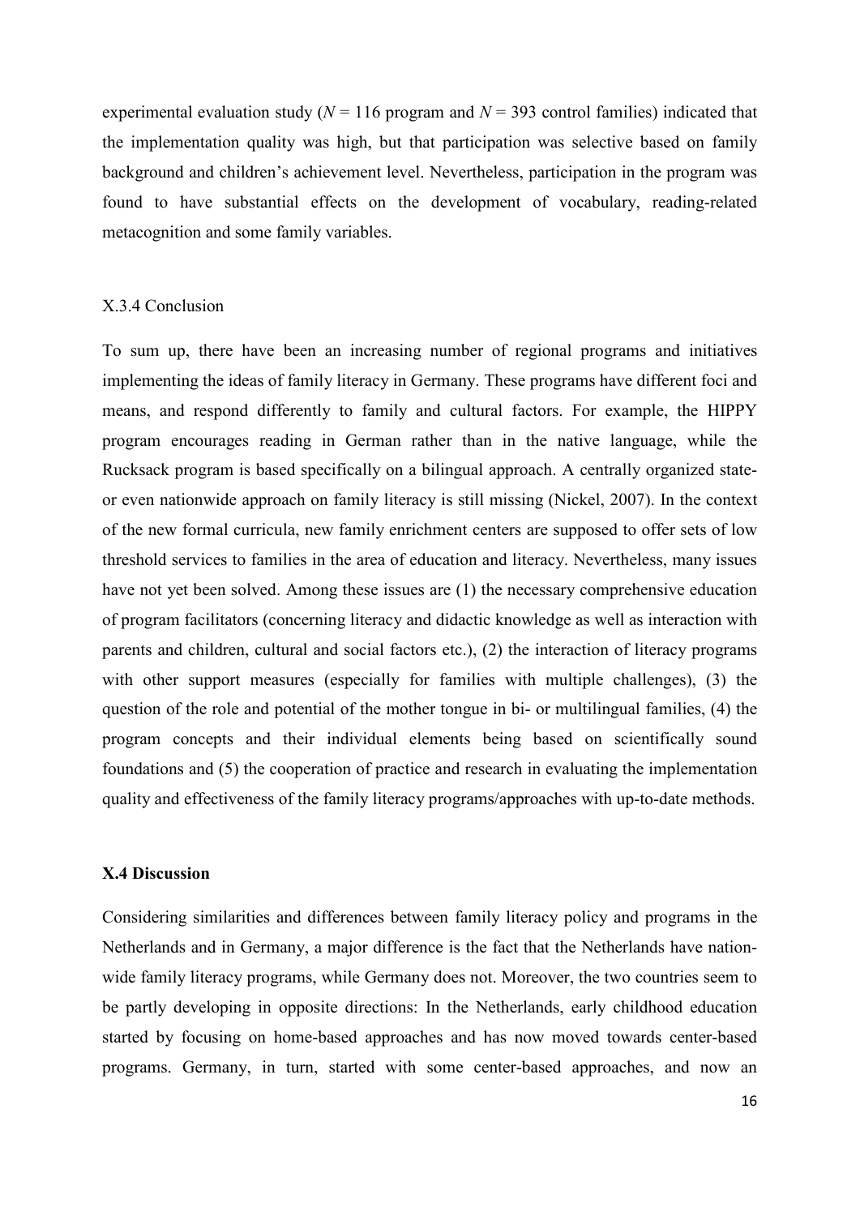experimental evaluation study ($N$ = 116 program and $N$ = 393 control families) indicated that the implementation quality was high, but that participation was selective based on family background and children's achievement level. Nevertheless, participation in the program was found to have substantial effects on the development of vocabulary, reading-related metacognition and some family variables.

### X.3.4 Conclusion

To sum up, there have been an increasing number of regional programs and initiatives implementing the ideas of family literacy in Germany. These programs have different foci and means, and respond differently to family and cultural factors. For example, the HIPPY program encourages reading in German rather than in the native language, while the Rucksack program is based specifically on a bilingual approach. A centrally organized state- or even nationwide approach on family literacy is still missing (Nickel, 2007). In the context of the new formal curricula, new family enrichment centers are supposed to offer sets of low threshold services to families in the area of education and literacy. Nevertheless, many issues have not yet been solved. Among these issues are (1) the necessary comprehensive education of program facilitators (concerning literacy and didactic knowledge as well as interaction with parents and children, cultural and social factors etc.), (2) the interaction of literacy programs with other support measures (especially for families with multiple challenges), (3) the question of the role and potential of the mother tongue in bi- or multilingual families, (4) the program concepts and their individual elements being based on scientifically sound foundations and (5) the cooperation of practice and research in evaluating the implementation quality and effectiveness of the family literacy programs/approaches with up-to-date methods.

## X.4 Discussion

Considering similarities and differences between family literacy policy and programs in the Netherlands and in Germany, a major difference is the fact that the Netherlands have nation-wide family literacy programs, while Germany does not. Moreover, the two countries seem to be partly developing in opposite directions: In the Netherlands, early childhood education started by focusing on home-based approaches and has now moved towards center-based programs. Germany, in turn, started with some center-based approaches, and now an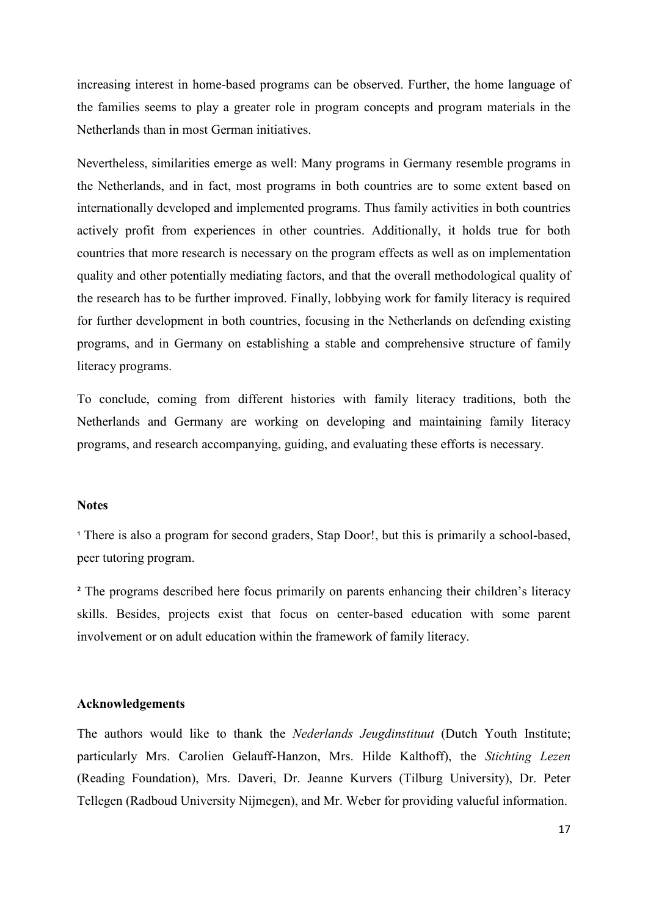increasing interest in home-based programs can be observed. Further, the home language of the families seems to play a greater role in program concepts and program materials in the Netherlands than in most German initiatives.

Nevertheless, similarities emerge as well: Many programs in Germany resemble programs in the Netherlands, and in fact, most programs in both countries are to some extent based on internationally developed and implemented programs. Thus family activities in both countries actively profit from experiences in other countries. Additionally, it holds true for both countries that more research is necessary on the program effects as well as on implementation quality and other potentially mediating factors, and that the overall methodological quality of the research has to be further improved. Finally, lobbying work for family literacy is required for further development in both countries, focusing in the Netherlands on defending existing programs, and in Germany on establishing a stable and comprehensive structure of family literacy programs.

To conclude, coming from different histories with family literacy traditions, both the Netherlands and Germany are working on developing and maintaining family literacy programs, and research accompanying, guiding, and evaluating these efforts is necessary.

**Notes**

[1] There is also a program for second graders, Stap Door!, but this is primarily a school-based, peer tutoring program.

[2] The programs described here focus primarily on parents enhancing their children's literacy skills. Besides, projects exist that focus on center-based education with some parent involvement or on adult education within the framework of family literacy.

**Acknowledgements**

The authors would like to thank the *Nederlands Jeugdinstituut* (Dutch Youth Institute; particularly Mrs. Carolien Gelauff-Hanzon, Mrs. Hilde Kalthoff), the *Stichting Lezen* (Reading Foundation), Mrs. Daveri, Dr. Jeanne Kurvers (Tilburg University), Dr. Peter Tellegen (Radboud University Nijmegen), and Mr. Weber for providing valueful information.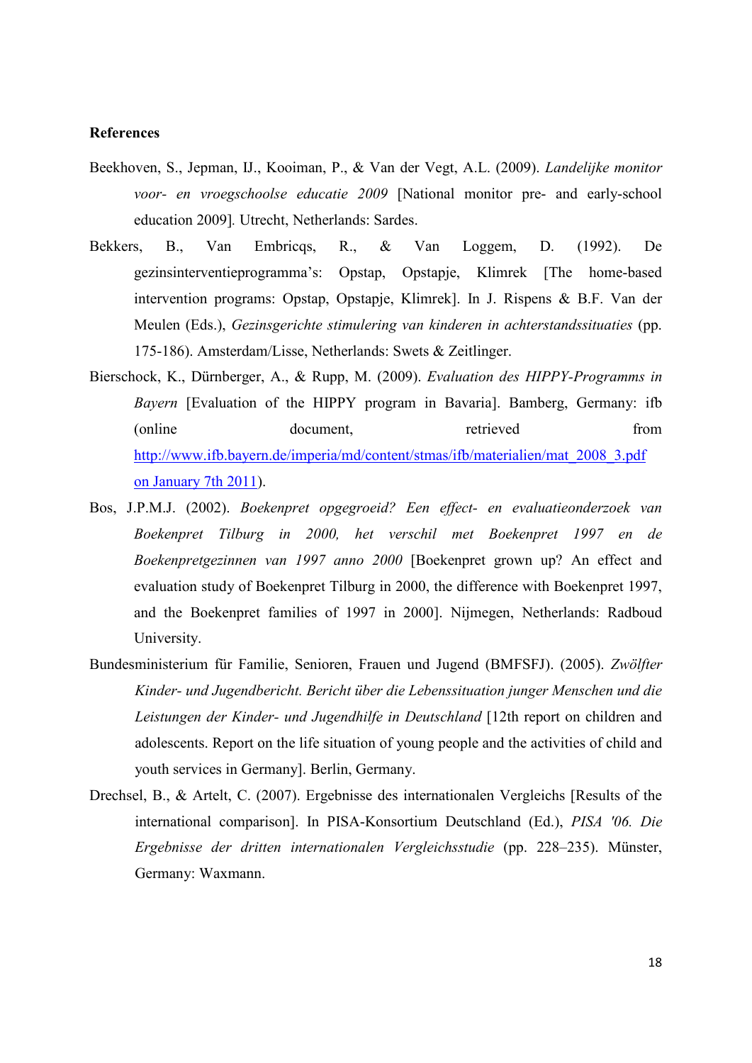**References**

Beekhoven, S., Jepman, IJ., Kooiman, P., & Van der Vegt, A.L. (2009). *Landelijke monitor voor- en vroegschoolse educatie 2009* [National monitor pre- and early-school education 2009]. Utrecht, Netherlands: Sardes.

Bekkers, B., Van Embricqs, R., & Van Loggem, D. (1992). De gezinsinterventieprogramma's: Opstap, Opstapje, Klimrek [The home-based intervention programs: Opstap, Opstapje, Klimrek]. In J. Rispens & B.F. Van der Meulen (Eds.), *Gezinsgerichte stimulering van kinderen in achterstandssituaties* (pp. 175-186). Amsterdam/Lisse, Netherlands: Swets & Zeitlinger.

Bierschock, K., Dürnberger, A., & Rupp, M. (2009). *Evaluation des HIPPY-Programms in Bayern* [Evaluation of the HIPPY program in Bavaria]. Bamberg, Germany: ifb (online document, retrieved from http://www.ifb.bayern.de/imperia/md/content/stmas/ifb/materialien/mat_2008_3.pdf on January 7th 2011).

Bos, J.P.M.J. (2002). *Boekenpret opgegroeid? Een effect- en evaluatieonderzoek van Boekenpret Tilburg in 2000, het verschil met Boekenpret 1997 en de Boekenpretgezinnen van 1997 anno 2000* [Boekenpret grown up? An effect and evaluation study of Boekenpret Tilburg in 2000, the difference with Boekenpret 1997, and the Boekenpret families of 1997 in 2000]. Nijmegen, Netherlands: Radboud University.

Bundesministerium für Familie, Senioren, Frauen und Jugend (BMFSFJ). (2005). *Zwölfter Kinder- und Jugendbericht. Bericht über die Lebenssituation junger Menschen und die Leistungen der Kinder- und Jugendhilfe in Deutschland* [12th report on children and adolescents. Report on the life situation of young people and the activities of child and youth services in Germany]. Berlin, Germany.

Drechsel, B., & Artelt, C. (2007). Ergebnisse des internationalen Vergleichs [Results of the international comparison]. In PISA-Konsortium Deutschland (Ed.), *PISA '06. Die Ergebnisse der dritten internationalen Vergleichsstudie* (pp. 228–235). Münster, Germany: Waxmann.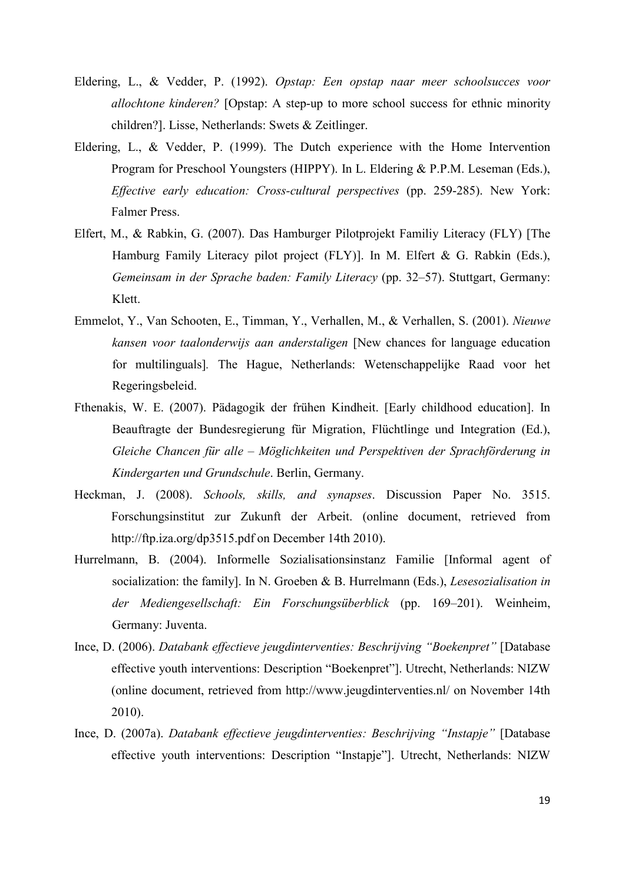Eldering, L., & Vedder, P. (1992). *Opstap: Een opstap naar meer schoolsucces voor allochtone kinderen?* [Opstap: A step-up to more school success for ethnic minority children?]. Lisse, Netherlands: Swets & Zeitlinger.

Eldering, L., & Vedder, P. (1999). The Dutch experience with the Home Intervention Program for Preschool Youngsters (HIPPY). In L. Eldering & P.P.M. Leseman (Eds.), *Effective early education: Cross-cultural perspectives* (pp. 259-285). New York: Falmer Press.

Elfert, M., & Rabkin, G. (2007). Das Hamburger Pilotprojekt Familiy Literacy (FLY) [The Hamburg Family Literacy pilot project (FLY)]. In M. Elfert & G. Rabkin (Eds.), *Gemeinsam in der Sprache baden: Family Literacy* (pp. 32–57). Stuttgart, Germany: Klett.

Emmelot, Y., Van Schooten, E., Timman, Y., Verhallen, M., & Verhallen, S. (2001). *Nieuwe kansen voor taalonderwijs aan anderstaligen* [New chances for language education for multilinguals]. The Hague, Netherlands: Wetenschappelijke Raad voor het Regeringsbeleid.

Fthenakis, W. E. (2007). Pädagogik der frühen Kindheit. [Early childhood education]. In Beauftragte der Bundesregierung für Migration, Flüchtlinge und Integration (Ed.), *Gleiche Chancen für alle – Möglichkeiten und Perspektiven der Sprachförderung in Kindergarten und Grundschule*. Berlin, Germany.

Heckman, J. (2008). *Schools, skills, and synapses*. Discussion Paper No. 3515. Forschungsinstitut zur Zukunft der Arbeit. (online document, retrieved from http://ftp.iza.org/dp3515.pdf on December 14th 2010).

Hurrelmann, B. (2004). Informelle Sozialisationsinstanz Familie [Informal agent of socialization: the family]. In N. Groeben & B. Hurrelmann (Eds.), *Lesesozialisation in der Mediengesellschaft: Ein Forschungsüberblick* (pp. 169–201). Weinheim, Germany: Juventa.

Ince, D. (2006). *Databank effectieve jeugdinterventies: Beschrijving "Boekenpret"* [Database effective youth interventions: Description "Boekenpret"]. Utrecht, Netherlands: NIZW (online document, retrieved from http://www.jeugdinterventies.nl/ on November 14th 2010).

Ince, D. (2007a). *Databank effectieve jeugdinterventies: Beschrijving "Instapje"* [Database effective youth interventions: Description "Instapje"]. Utrecht, Netherlands: NIZW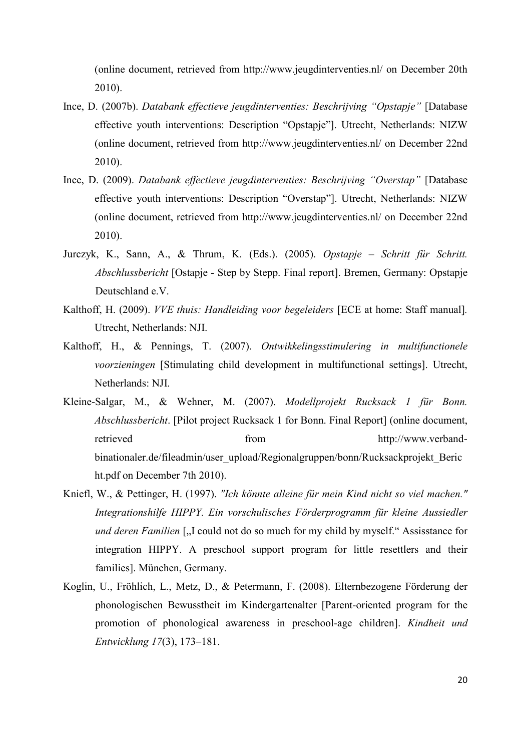(online document, retrieved from http://www.jeugdinterventies.nl/ on December 20th 2010).

Ince, D. (2007b). *Databank effectieve jeugdinterventies: Beschrijving "Opstapje"* [Database effective youth interventions: Description "Opstapje"]. Utrecht, Netherlands: NIZW (online document, retrieved from http://www.jeugdinterventies.nl/ on December 22nd 2010).

Ince, D. (2009). *Databank effectieve jeugdinterventies: Beschrijving "Overstap"* [Database effective youth interventions: Description "Overstap"]. Utrecht, Netherlands: NIZW (online document, retrieved from http://www.jeugdinterventies.nl/ on December 22nd 2010).

Jurczyk, K., Sann, A., & Thrum, K. (Eds.). (2005). *Opstapje – Schritt für Schritt. Abschlussbericht* [Ostapje - Step by Stepp. Final report]. Bremen, Germany: Opstapje Deutschland e.V.

Kalthoff, H. (2009). *VVE thuis: Handleiding voor begeleiders* [ECE at home: Staff manual]. Utrecht, Netherlands: NJI.

Kalthoff, H., & Pennings, T. (2007). *Ontwikkelingsstimulering in multifunctionele voorzieningen* [Stimulating child development in multifunctional settings]. Utrecht, Netherlands: NJI.

Kleine-Salgar, M., & Wehner, M. (2007). *Modellprojekt Rucksack 1 für Bonn. Abschlussbericht*. [Pilot project Rucksack 1 for Bonn. Final Report] (online document, retrieved from http://www.verband-binationaler.de/fileadmin/user_upload/Regionalgruppen/bonn/Rucksackprojekt_Bericht.pdf on December 7th 2010).

Kniefl, W., & Pettinger, H. (1997). *"Ich könnte alleine für mein Kind nicht so viel machen." Integrationshilfe HIPPY. Ein vorschulisches Förderprogramm für kleine Aussiedler und deren Familien* [„I could not do so much for my child by myself." Assisstance for integration HIPPY. A preschool support program for little resettlers and their families]. München, Germany.

Koglin, U., Fröhlich, L., Metz, D., & Petermann, F. (2008). Elternbezogene Förderung der phonologischen Bewusstheit im Kindergartenalter [Parent-oriented program for the promotion of phonological awareness in preschool-age children]. *Kindheit und Entwicklung 17*(3), 173–181.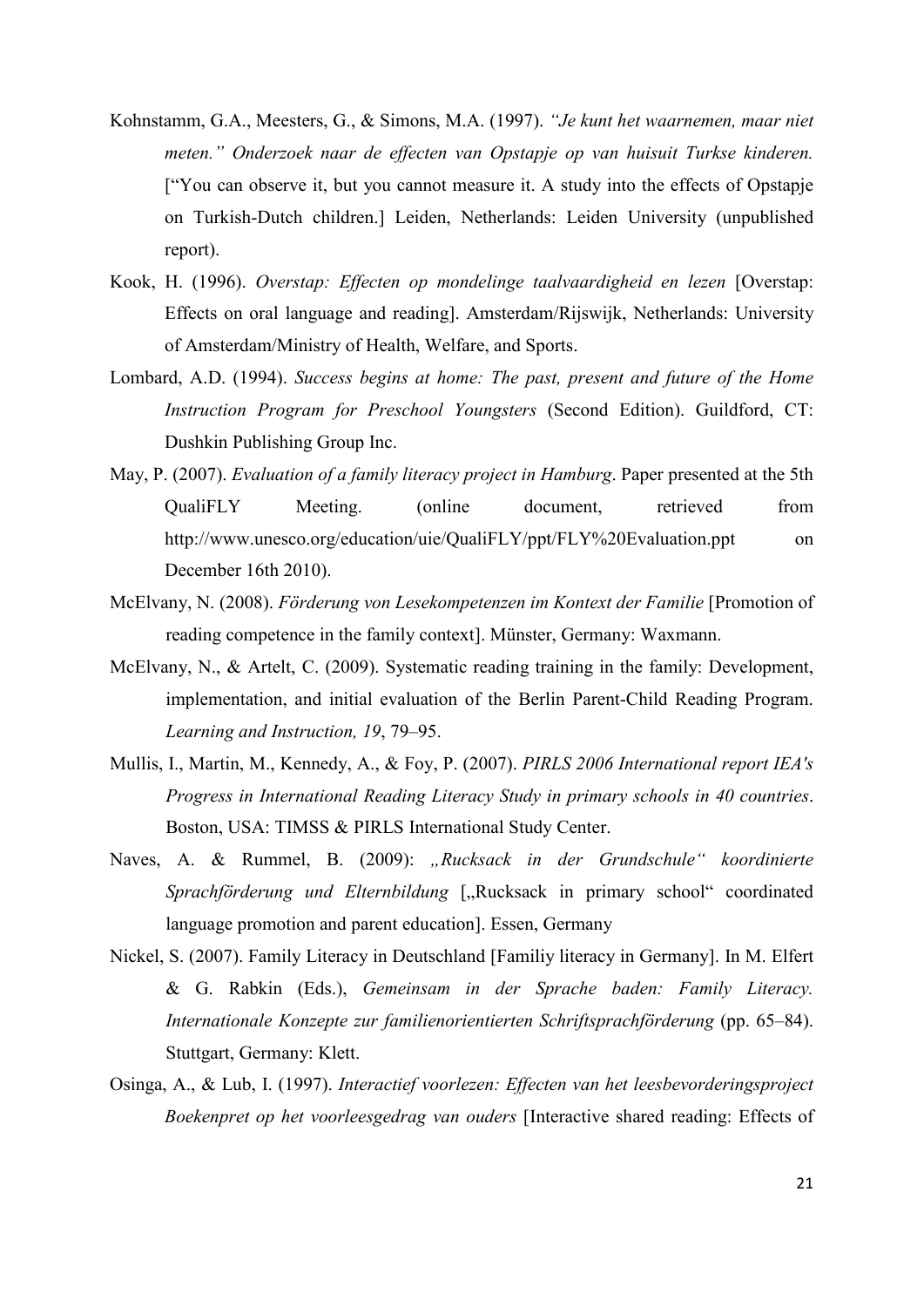Kohnstamm, G.A., Meesters, G., & Simons, M.A. (1997). *"Je kunt het waarnemen, maar niet meten." Onderzoek naar de effecten van Opstapje op van huisuit Turkse kinderen.* ["You can observe it, but you cannot measure it. A study into the effects of Opstapje on Turkish-Dutch children.] Leiden, Netherlands: Leiden University (unpublished report).

Kook, H. (1996). *Overstap: Effecten op mondelinge taalvaardigheid en lezen* [Overstap: Effects on oral language and reading]. Amsterdam/Rijswijk, Netherlands: University of Amsterdam/Ministry of Health, Welfare, and Sports.

Lombard, A.D. (1994). *Success begins at home: The past, present and future of the Home Instruction Program for Preschool Youngsters* (Second Edition). Guildford, CT: Dushkin Publishing Group Inc.

May, P. (2007). *Evaluation of a family literacy project in Hamburg*. Paper presented at the 5th QualiFLY Meeting. (online document, retrieved from http://www.unesco.org/education/uie/QualiFLY/ppt/FLY%20Evaluation.ppt on December 16th 2010).

McElvany, N. (2008). *Förderung von Lesekompetenzen im Kontext der Familie* [Promotion of reading competence in the family context]. Münster, Germany: Waxmann.

McElvany, N., & Artelt, C. (2009). Systematic reading training in the family: Development, implementation, and initial evaluation of the Berlin Parent-Child Reading Program. *Learning and Instruction, 19*, 79–95.

Mullis, I., Martin, M., Kennedy, A., & Foy, P. (2007). *PIRLS 2006 International report IEA's Progress in International Reading Literacy Study in primary schools in 40 countries*. Boston, USA: TIMSS & PIRLS International Study Center.

Naves, A. & Rummel, B. (2009): *„Rucksack in der Grundschule" koordinierte Sprachförderung und Elternbildung* [„Rucksack in primary school" coordinated language promotion and parent education]. Essen, Germany

Nickel, S. (2007). Family Literacy in Deutschland [Familiy literacy in Germany]. In M. Elfert & G. Rabkin (Eds.), *Gemeinsam in der Sprache baden: Family Literacy. Internationale Konzepte zur familienorientierten Schriftsprachförderung* (pp. 65–84). Stuttgart, Germany: Klett.

Osinga, A., & Lub, I. (1997). *Interactief voorlezen: Effecten van het leesbevorderingsproject Boekenpret op het voorleesgedrag van ouders* [Interactive shared reading: Effects of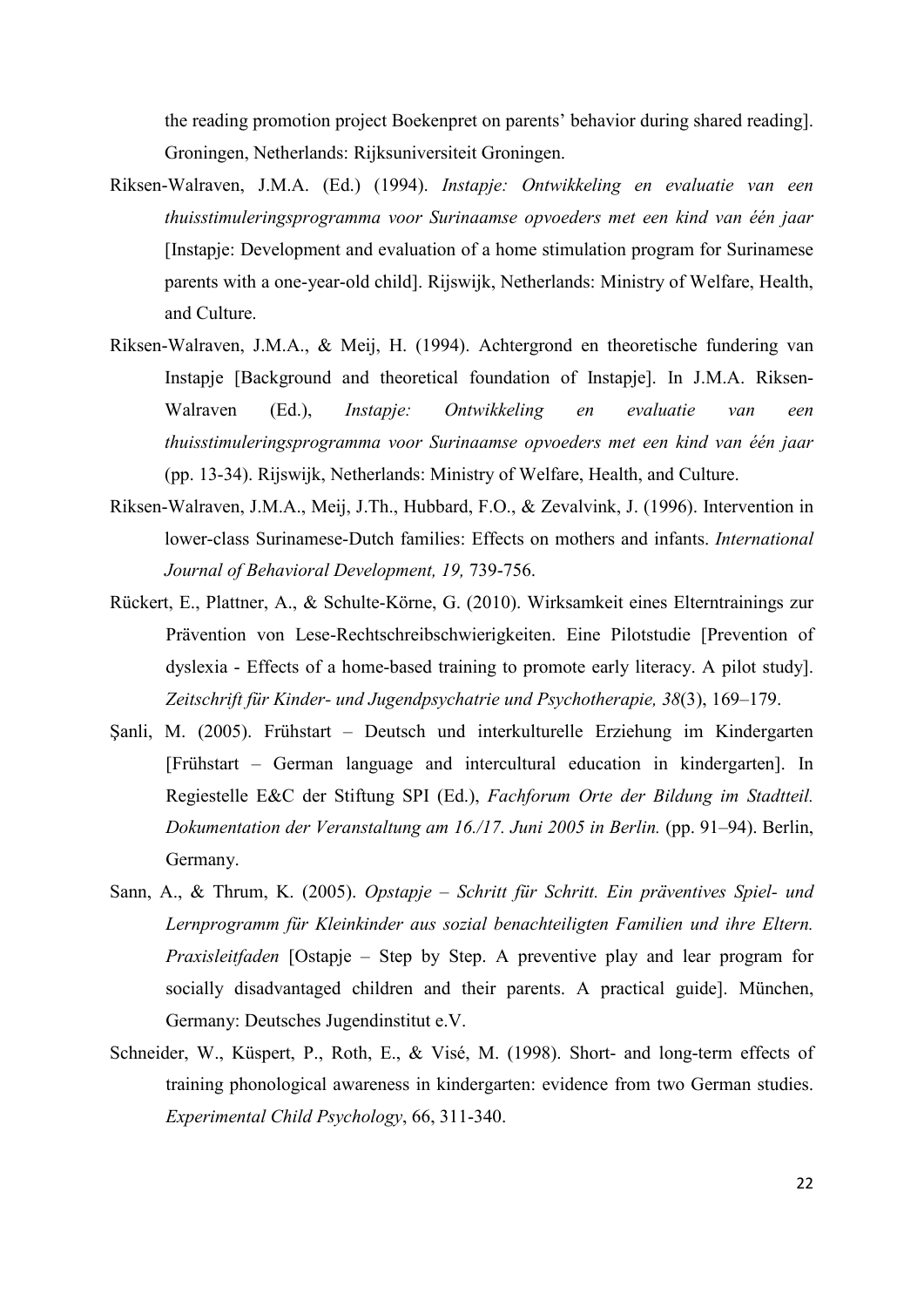the reading promotion project Boekenpret on parents' behavior during shared reading]. Groningen, Netherlands: Rijksuniversiteit Groningen.

Riksen-Walraven, J.M.A. (Ed.) (1994). *Instapje: Ontwikkeling en evaluatie van een thuisstimuleringsprogramma voor Surinaamse opvoeders met een kind van één jaar* [Instapje: Development and evaluation of a home stimulation program for Surinamese parents with a one-year-old child]. Rijswijk, Netherlands: Ministry of Welfare, Health, and Culture.

Riksen-Walraven, J.M.A., & Meij, H. (1994). Achtergrond en theoretische fundering van Instapje [Background and theoretical foundation of Instapje]. In J.M.A. Riksen-Walraven (Ed.), *Instapje: Ontwikkeling en evaluatie van een thuisstimuleringsprogramma voor Surinaamse opvoeders met een kind van één jaar* (pp. 13-34). Rijswijk, Netherlands: Ministry of Welfare, Health, and Culture.

Riksen-Walraven, J.M.A., Meij, J.Th., Hubbard, F.O., & Zevalvink, J. (1996). Intervention in lower-class Surinamese-Dutch families: Effects on mothers and infants. *International Journal of Behavioral Development, 19,* 739-756.

Rückert, E., Plattner, A., & Schulte-Körne, G. (2010). Wirksamkeit eines Elterntrainings zur Prävention von Lese-Rechtschreibschwierigkeiten. Eine Pilotstudie [Prevention of dyslexia - Effects of a home-based training to promote early literacy. A pilot study]. *Zeitschrift für Kinder- und Jugendpsychatrie und Psychotherapie, 38*(3), 169–179.

Şanli, M. (2005). Frühstart – Deutsch und interkulturelle Erziehung im Kindergarten [Frühstart – German language and intercultural education in kindergarten]. In Regiestelle E&C der Stiftung SPI (Ed.), *Fachforum Orte der Bildung im Stadtteil. Dokumentation der Veranstaltung am 16./17. Juni 2005 in Berlin.* (pp. 91–94). Berlin, Germany.

Sann, A., & Thrum, K. (2005). *Opstapje – Schritt für Schritt. Ein präventives Spiel- und Lernprogramm für Kleinkinder aus sozial benachteiligten Familien und ihre Eltern. Praxisleitfaden* [Ostapje – Step by Step. A preventive play and lear program for socially disadvantaged children and their parents. A practical guide]. München, Germany: Deutsches Jugendinstitut e.V.

Schneider, W., Küspert, P., Roth, E., & Visé, M. (1998). Short- and long-term effects of training phonological awareness in kindergarten: evidence from two German studies. *Experimental Child Psychology*, 66, 311-340.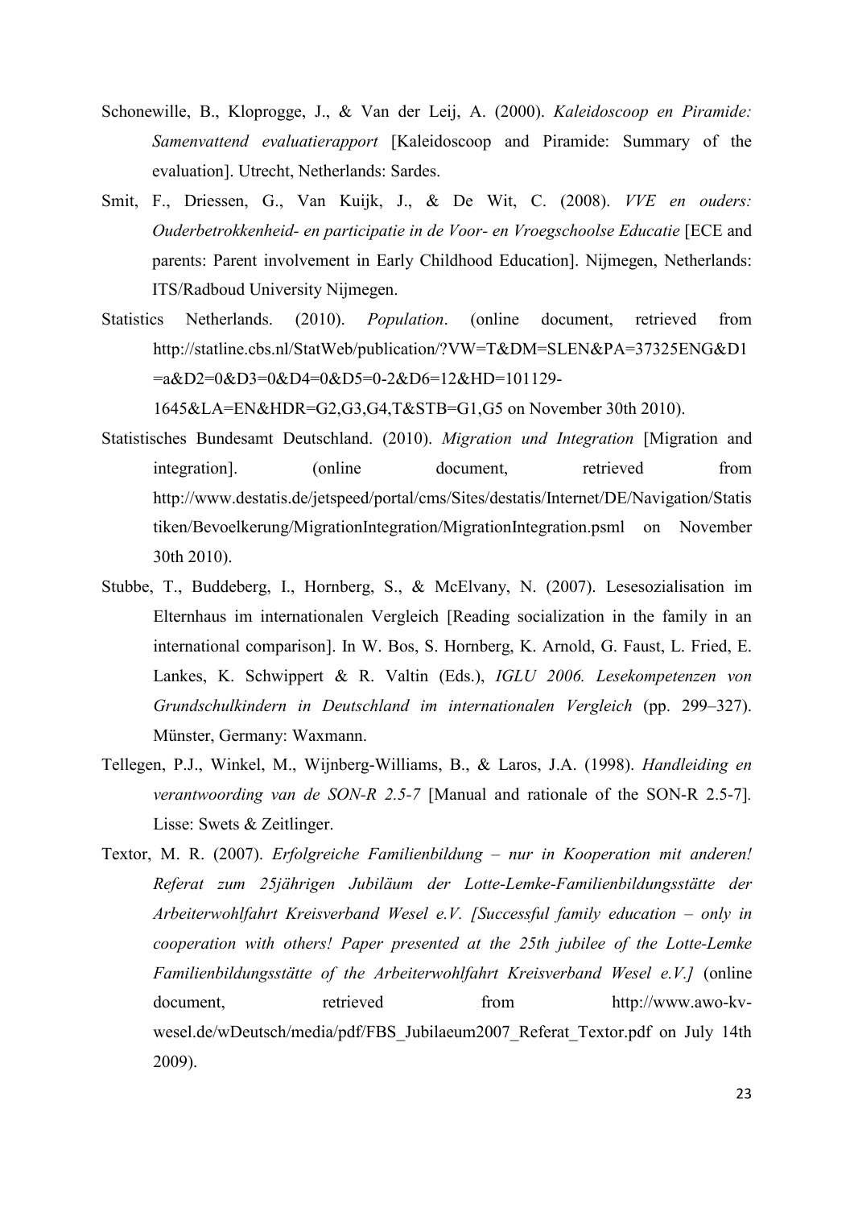Schonewille, B., Kloprogge, J., & Van der Leij, A. (2000). *Kaleidoscoop en Piramide: Samenvattend evaluatierapport* [Kaleidoscoop and Piramide: Summary of the evaluation]. Utrecht, Netherlands: Sardes.

Smit, F., Driessen, G., Van Kuijk, J., & De Wit, C. (2008). *VVE en ouders: Ouderbetrokkenheid- en participatie in de Voor- en Vroegschoolse Educatie* [ECE and parents: Parent involvement in Early Childhood Education]. Nijmegen, Netherlands: ITS/Radboud University Nijmegen.

Statistics Netherlands. (2010). *Population*. (online document, retrieved from http://statline.cbs.nl/StatWeb/publication/?VW=T&DM=SLEN&PA=37325ENG&D1=a&D2=0&D3=0&D4=0&D5=0-2&D6=12&HD=101129-1645&LA=EN&HDR=G2,G3,G4,T&STB=G1,G5 on November 30th 2010).

Statistisches Bundesamt Deutschland. (2010). *Migration und Integration* [Migration and integration]. (online document, retrieved from http://www.destatis.de/jetspeed/portal/cms/Sites/destatis/Internet/DE/Navigation/Statistiken/Bevoelkerung/MigrationIntegration/MigrationIntegration.psml on November 30th 2010).

Stubbe, T., Buddeberg, I., Hornberg, S., & McElvany, N. (2007). Lesesozialisation im Elternhaus im internationalen Vergleich [Reading socialization in the family in an international comparison]. In W. Bos, S. Hornberg, K. Arnold, G. Faust, L. Fried, E. Lankes, K. Schwippert & R. Valtin (Eds.), *IGLU 2006. Lesekompetenzen von Grundschulkindern in Deutschland im internationalen Vergleich* (pp. 299–327). Münster, Germany: Waxmann.

Tellegen, P.J., Winkel, M., Wijnberg-Williams, B., & Laros, J.A. (1998). *Handleiding en verantwoording van de SON-R 2.5-7* [Manual and rationale of the SON-R 2.5-7]. Lisse: Swets & Zeitlinger.

Textor, M. R. (2007). *Erfolgreiche Familienbildung – nur in Kooperation mit anderen! Referat zum 25jährigen Jubiläum der Lotte-Lemke-Familienbildungsstätte der Arbeiterwohlfahrt Kreisverband Wesel e.V. [Successful family education – only in cooperation with others! Paper presented at the 25th jubilee of the Lotte-Lemke Familienbildungsstätte of the Arbeiterwohlfahrt Kreisverband Wesel e.V.]* (online document, retrieved from http://www.awo-kv-wesel.de/wDeutsch/media/pdf/FBS_Jubilaeum2007_Referat_Textor.pdf on July 14th 2009).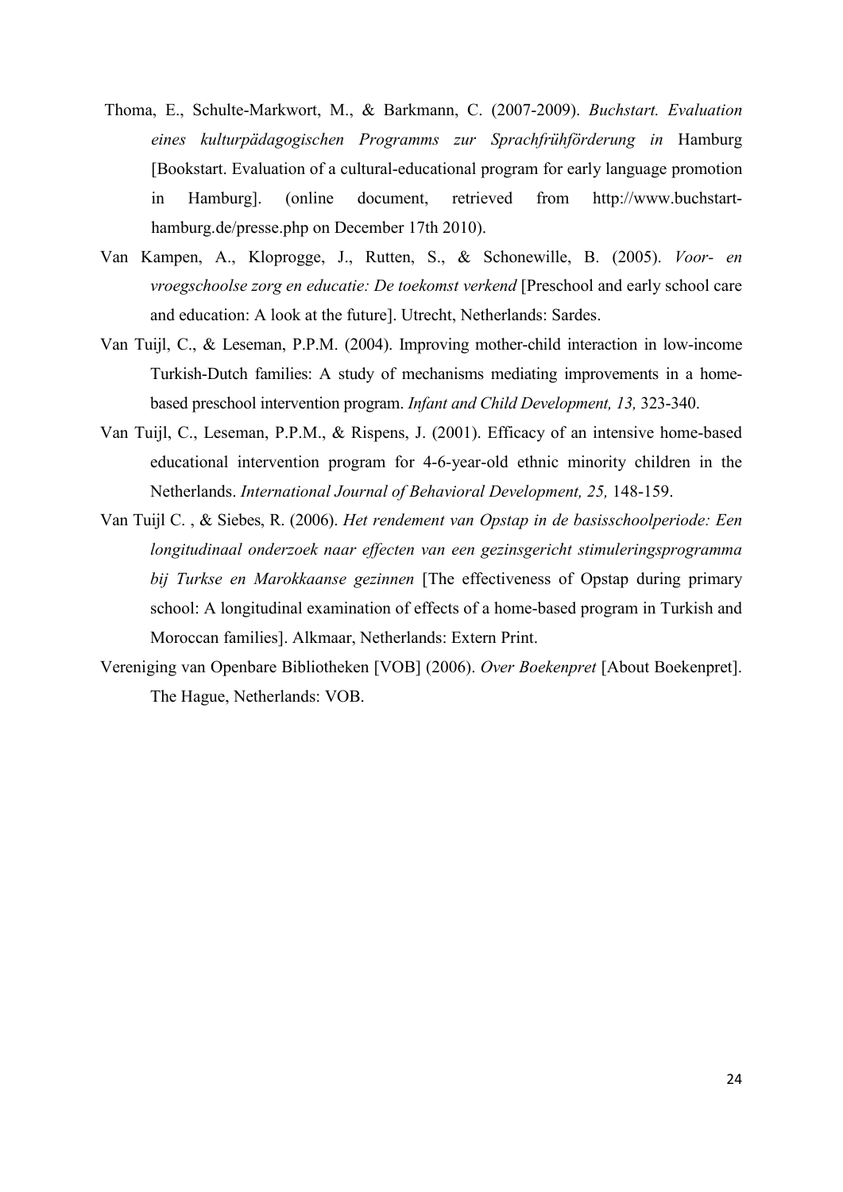Thoma, E., Schulte-Markwort, M., & Barkmann, C. (2007-2009). *Buchstart. Evaluation eines kulturpädagogischen Programms zur Sprachfrühförderung in* Hamburg [Bookstart. Evaluation of a cultural-educational program for early language promotion in Hamburg]. (online document, retrieved from http://www.buchstart-hamburg.de/presse.php on December 17th 2010).

Van Kampen, A., Kloprogge, J., Rutten, S., & Schonewille, B. (2005). *Voor- en vroegschoolse zorg en educatie: De toekomst verkend* [Preschool and early school care and education: A look at the future]. Utrecht, Netherlands: Sardes.

Van Tuijl, C., & Leseman, P.P.M. (2004). Improving mother-child interaction in low-income Turkish-Dutch families: A study of mechanisms mediating improvements in a home-based preschool intervention program. *Infant and Child Development, 13,* 323-340.

Van Tuijl, C., Leseman, P.P.M., & Rispens, J. (2001). Efficacy of an intensive home-based educational intervention program for 4-6-year-old ethnic minority children in the Netherlands. *International Journal of Behavioral Development, 25,* 148-159.

Van Tuijl C. , & Siebes, R. (2006). *Het rendement van Opstap in de basisschoolperiode: Een longitudinaal onderzoek naar effecten van een gezinsgericht stimuleringsprogramma bij Turkse en Marokkaanse gezinnen* [The effectiveness of Opstap during primary school: A longitudinal examination of effects of a home-based program in Turkish and Moroccan families]. Alkmaar, Netherlands: Extern Print.

Vereniging van Openbare Bibliotheken [VOB] (2006). *Over Boekenpret* [About Boekenpret]. The Hague, Netherlands: VOB.